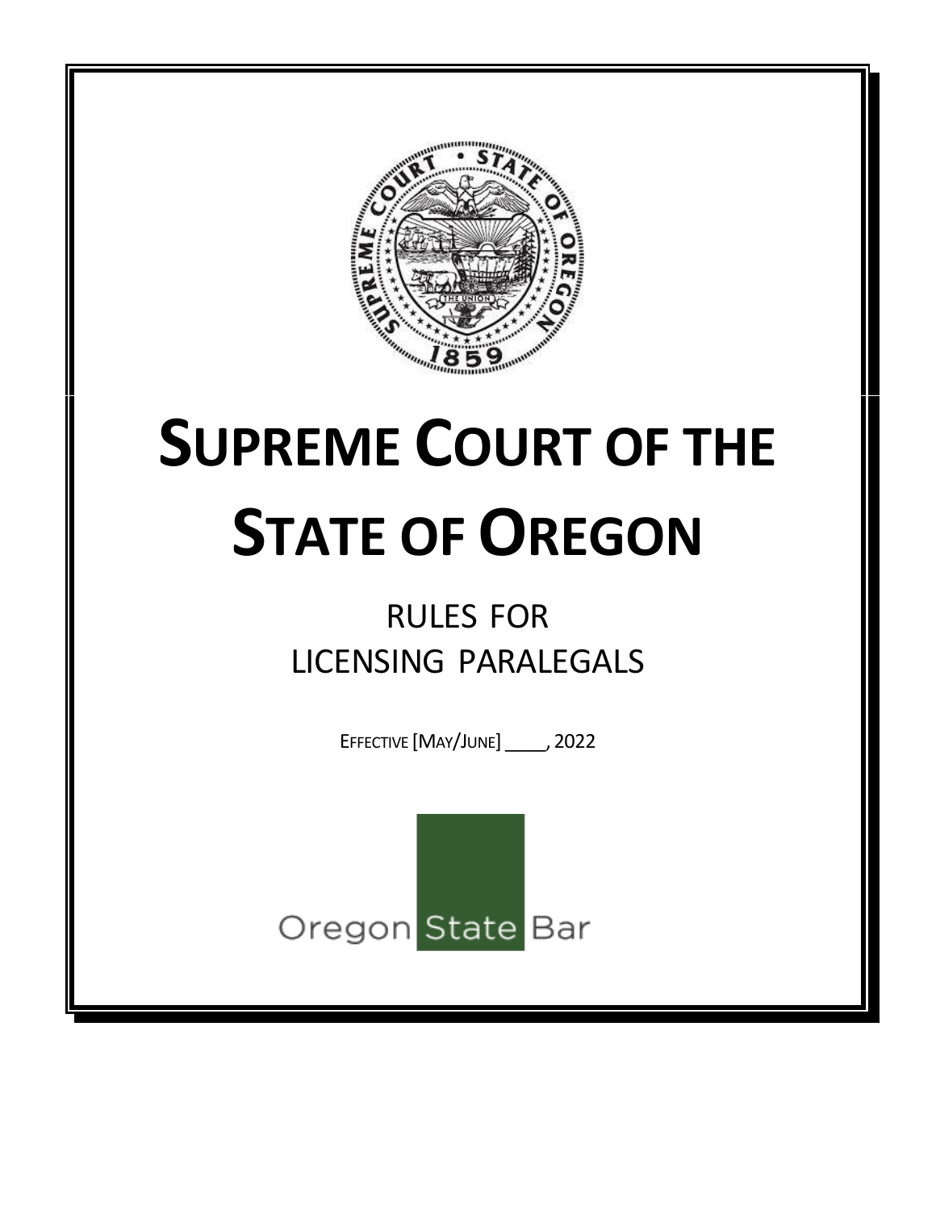# SUPREME COURT OF THE STATE OF OREGON

## RULES FOR LICENSING PARALEGALS

EFFECTIVE [MAY/JUNE] ____, 2022

Oregon State Bar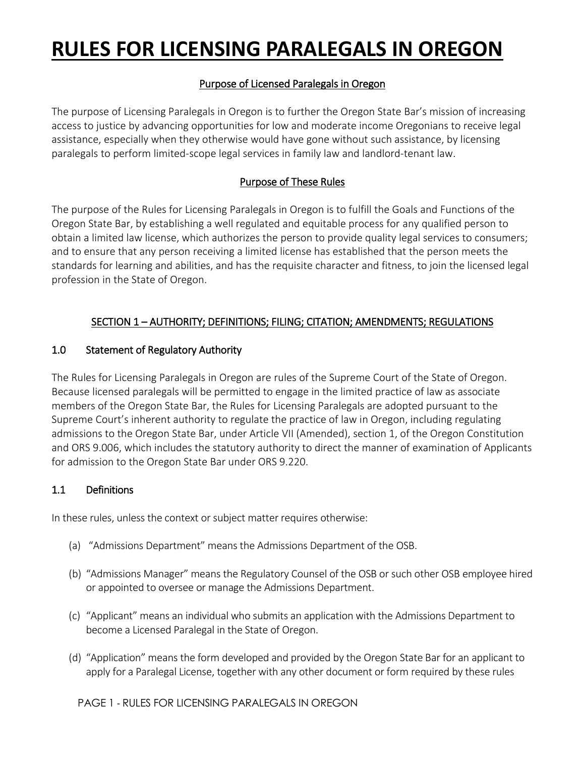# RULES FOR LICENSING PARALEGALS IN OREGON

## Purpose of Licensed Paralegals in Oregon

The purpose of Licensing Paralegals in Oregon is to further the Oregon State Bar's mission of increasing access to justice by advancing opportunities for low and moderate income Oregonians to receive legal assistance, especially when they otherwise would have gone without such assistance, by licensing paralegals to perform limited-scope legal services in family law and landlord-tenant law.

## Purpose of These Rules

The purpose of the Rules for Licensing Paralegals in Oregon is to fulfill the Goals and Functions of the Oregon State Bar, by establishing a well regulated and equitable process for any qualified person to obtain a limited law license, which authorizes the person to provide quality legal services to consumers; and to ensure that any person receiving a limited license has established that the person meets the standards for learning and abilities, and has the requisite character and fitness, to join the licensed legal profession in the State of Oregon.

## SECTION 1 – AUTHORITY; DEFINITIONS; FILING; CITATION; AMENDMENTS; REGULATIONS

### 1.0 Statement of Regulatory Authority

The Rules for Licensing Paralegals in Oregon are rules of the Supreme Court of the State of Oregon. Because licensed paralegals will be permitted to engage in the limited practice of law as associate members of the Oregon State Bar, the Rules for Licensing Paralegals are adopted pursuant to the Supreme Court's inherent authority to regulate the practice of law in Oregon, including regulating admissions to the Oregon State Bar, under Article VII (Amended), section 1, of the Oregon Constitution and ORS 9.006, which includes the statutory authority to direct the manner of examination of Applicants for admission to the Oregon State Bar under ORS 9.220.

### 1.1 Definitions

In these rules, unless the context or subject matter requires otherwise:

(a) "Admissions Department" means the Admissions Department of the OSB.

(b) "Admissions Manager" means the Regulatory Counsel of the OSB or such other OSB employee hired or appointed to oversee or manage the Admissions Department.

(c) "Applicant" means an individual who submits an application with the Admissions Department to become a Licensed Paralegal in the State of Oregon.

(d) "Application" means the form developed and provided by the Oregon State Bar for an applicant to apply for a Paralegal License, together with any other document or form required by these rules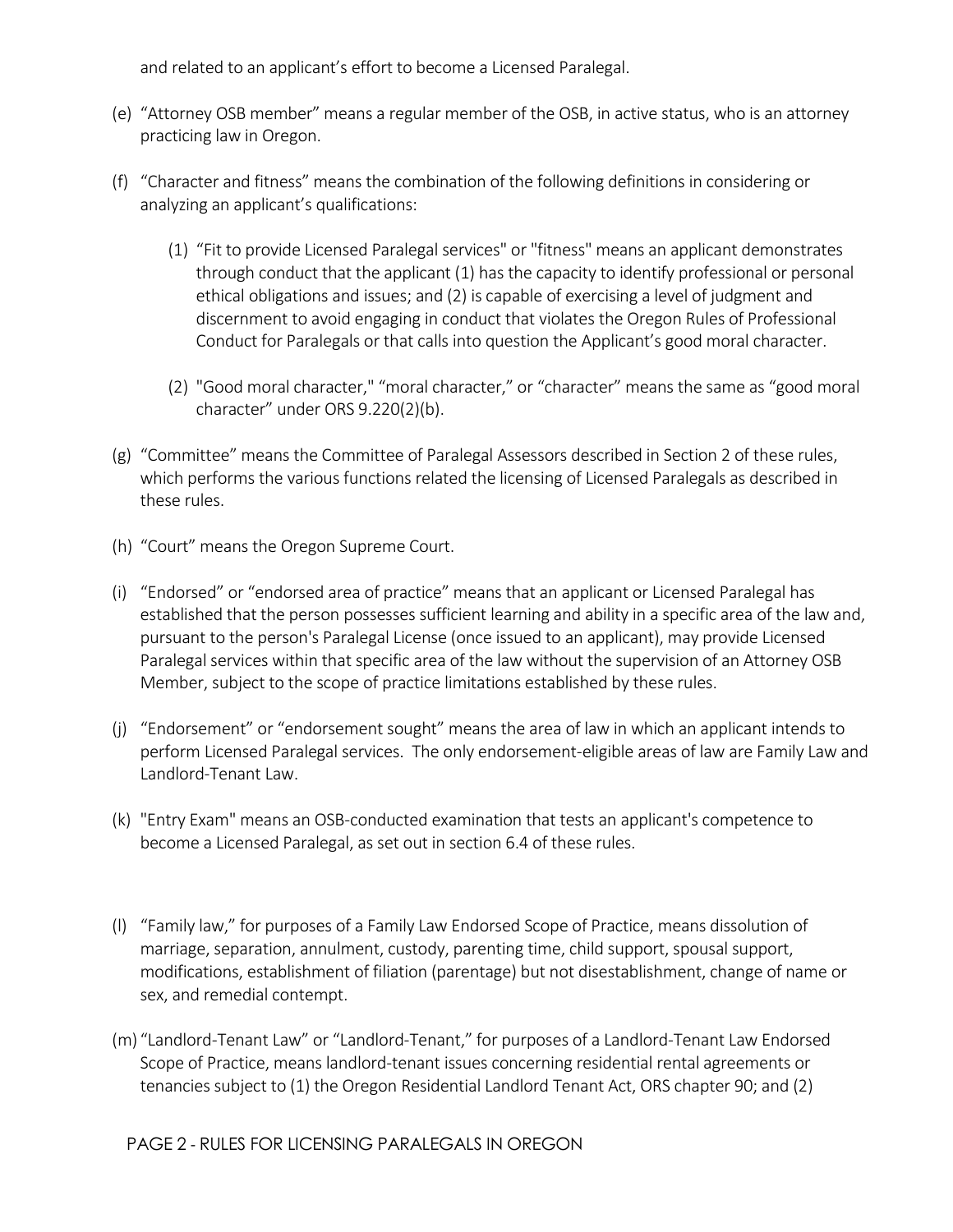and related to an applicant's effort to become a Licensed Paralegal.

(e) "Attorney OSB member" means a regular member of the OSB, in active status, who is an attorney practicing law in Oregon.

(f) "Character and fitness" means the combination of the following definitions in considering or analyzing an applicant's qualifications:

   (1) "Fit to provide Licensed Paralegal services" or "fitness" means an applicant demonstrates through conduct that the applicant (1) has the capacity to identify professional or personal ethical obligations and issues; and (2) is capable of exercising a level of judgment and discernment to avoid engaging in conduct that violates the Oregon Rules of Professional Conduct for Paralegals or that calls into question the Applicant's good moral character.

   (2) "Good moral character," "moral character," or "character" means the same as "good moral character" under ORS 9.220(2)(b).

(g) "Committee" means the Committee of Paralegal Assessors described in Section 2 of these rules, which performs the various functions related the licensing of Licensed Paralegals as described in these rules.

(h) "Court" means the Oregon Supreme Court.

(i) "Endorsed" or "endorsed area of practice" means that an applicant or Licensed Paralegal has established that the person possesses sufficient learning and ability in a specific area of the law and, pursuant to the person's Paralegal License (once issued to an applicant), may provide Licensed Paralegal services within that specific area of the law without the supervision of an Attorney OSB Member, subject to the scope of practice limitations established by these rules.

(j) "Endorsement" or "endorsement sought" means the area of law in which an applicant intends to perform Licensed Paralegal services. The only endorsement-eligible areas of law are Family Law and Landlord-Tenant Law.

(k) "Entry Exam" means an OSB-conducted examination that tests an applicant's competence to become a Licensed Paralegal, as set out in section 6.4 of these rules.

(l) "Family law," for purposes of a Family Law Endorsed Scope of Practice, means dissolution of marriage, separation, annulment, custody, parenting time, child support, spousal support, modifications, establishment of filiation (parentage) but not disestablishment, change of name or sex, and remedial contempt.

(m) "Landlord-Tenant Law" or "Landlord-Tenant," for purposes of a Landlord-Tenant Law Endorsed Scope of Practice, means landlord-tenant issues concerning residential rental agreements or tenancies subject to (1) the Oregon Residential Landlord Tenant Act, ORS chapter 90; and (2)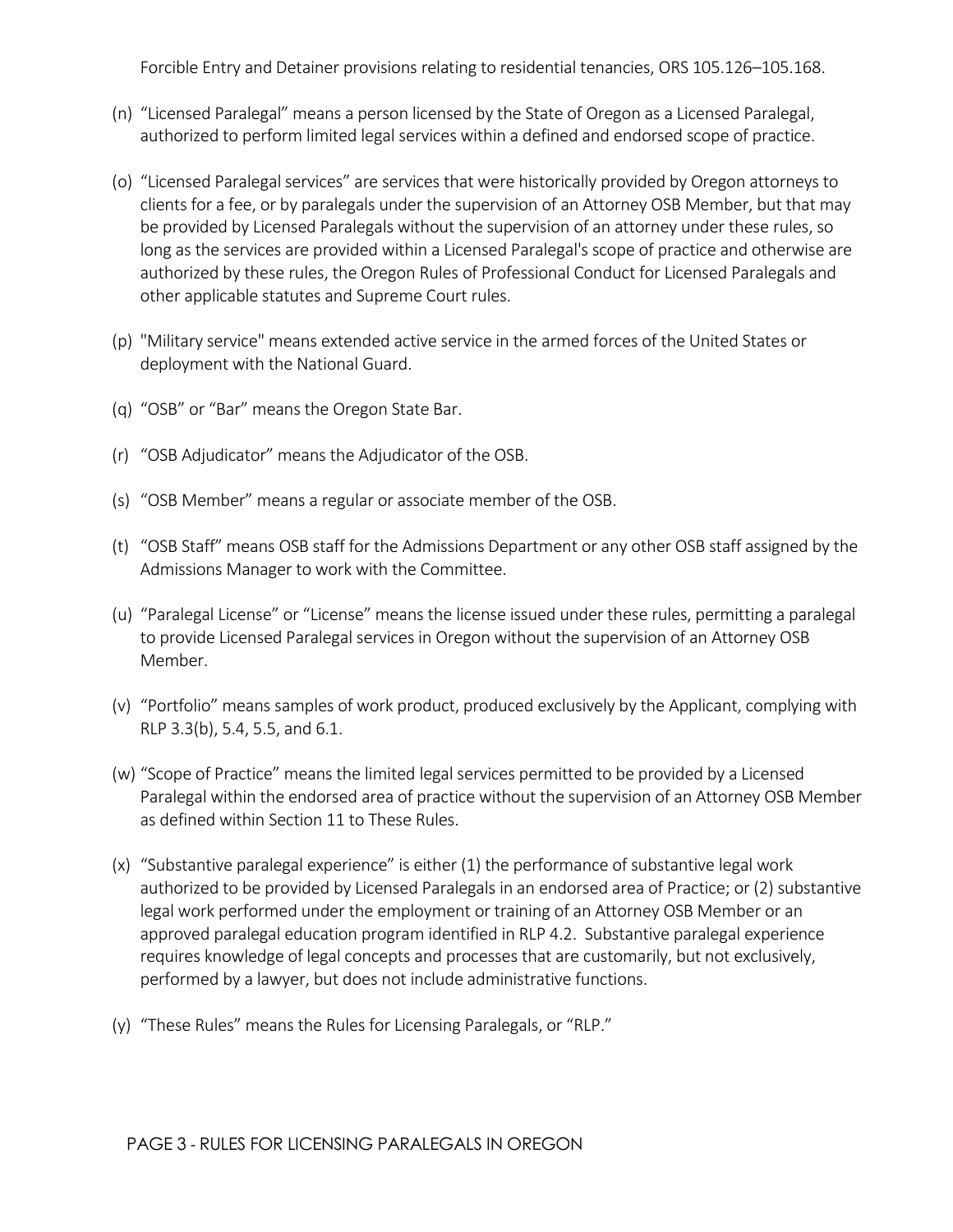Forcible Entry and Detainer provisions relating to residential tenancies, ORS 105.126–105.168.

(n) "Licensed Paralegal" means a person licensed by the State of Oregon as a Licensed Paralegal, authorized to perform limited legal services within a defined and endorsed scope of practice.

(o) "Licensed Paralegal services" are services that were historically provided by Oregon attorneys to clients for a fee, or by paralegals under the supervision of an Attorney OSB Member, but that may be provided by Licensed Paralegals without the supervision of an attorney under these rules, so long as the services are provided within a Licensed Paralegal's scope of practice and otherwise are authorized by these rules, the Oregon Rules of Professional Conduct for Licensed Paralegals and other applicable statutes and Supreme Court rules.

(p) "Military service" means extended active service in the armed forces of the United States or deployment with the National Guard.

(q) "OSB" or "Bar" means the Oregon State Bar.

(r) "OSB Adjudicator" means the Adjudicator of the OSB.

(s) "OSB Member" means a regular or associate member of the OSB.

(t) "OSB Staff" means OSB staff for the Admissions Department or any other OSB staff assigned by the Admissions Manager to work with the Committee.

(u) "Paralegal License" or "License" means the license issued under these rules, permitting a paralegal to provide Licensed Paralegal services in Oregon without the supervision of an Attorney OSB Member.

(v) "Portfolio" means samples of work product, produced exclusively by the Applicant, complying with RLP 3.3(b), 5.4, 5.5, and 6.1.

(w) "Scope of Practice" means the limited legal services permitted to be provided by a Licensed Paralegal within the endorsed area of practice without the supervision of an Attorney OSB Member as defined within Section 11 to These Rules.

(x) "Substantive paralegal experience" is either (1) the performance of substantive legal work authorized to be provided by Licensed Paralegals in an endorsed area of Practice; or (2) substantive legal work performed under the employment or training of an Attorney OSB Member or an approved paralegal education program identified in RLP 4.2. Substantive paralegal experience requires knowledge of legal concepts and processes that are customarily, but not exclusively, performed by a lawyer, but does not include administrative functions.

(y) "These Rules" means the Rules for Licensing Paralegals, or "RLP."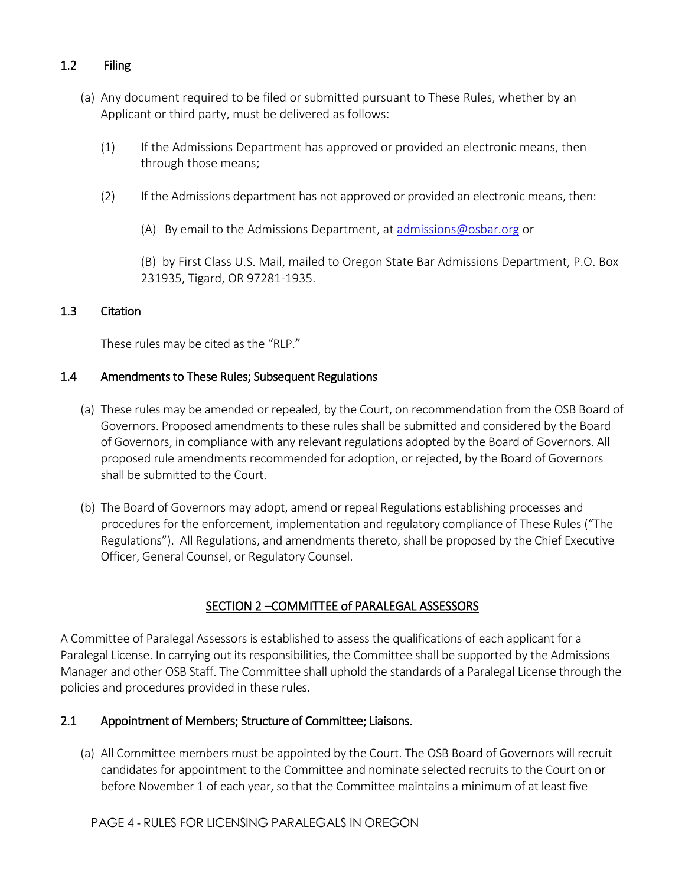### 1.2 Filing

(a) Any document required to be filed or submitted pursuant to These Rules, whether by an Applicant or third party, must be delivered as follows:

(1) If the Admissions Department has approved or provided an electronic means, then through those means;

(2) If the Admissions department has not approved or provided an electronic means, then:

(A) By email to the Admissions Department, at [admissions@osbar.org](mailto:admissions@osbar.org) or

(B) by First Class U.S. Mail, mailed to Oregon State Bar Admissions Department, P.O. Box 231935, Tigard, OR 97281-1935.

### 1.3 Citation

These rules may be cited as the "RLP."

### 1.4 Amendments to These Rules; Subsequent Regulations

(a) These rules may be amended or repealed, by the Court, on recommendation from the OSB Board of Governors. Proposed amendments to these rules shall be submitted and considered by the Board of Governors, in compliance with any relevant regulations adopted by the Board of Governors. All proposed rule amendments recommended for adoption, or rejected, by the Board of Governors shall be submitted to the Court.

(b) The Board of Governors may adopt, amend or repeal Regulations establishing processes and procedures for the enforcement, implementation and regulatory compliance of These Rules ("The Regulations"). All Regulations, and amendments thereto, shall be proposed by the Chief Executive Officer, General Counsel, or Regulatory Counsel.

## SECTION 2 –COMMITTEE of PARALEGAL ASSESSORS

A Committee of Paralegal Assessors is established to assess the qualifications of each applicant for a Paralegal License. In carrying out its responsibilities, the Committee shall be supported by the Admissions Manager and other OSB Staff. The Committee shall uphold the standards of a Paralegal License through the policies and procedures provided in these rules.

### 2.1 Appointment of Members; Structure of Committee; Liaisons.

(a) All Committee members must be appointed by the Court. The OSB Board of Governors will recruit candidates for appointment to the Committee and nominate selected recruits to the Court on or before November 1 of each year, so that the Committee maintains a minimum of at least five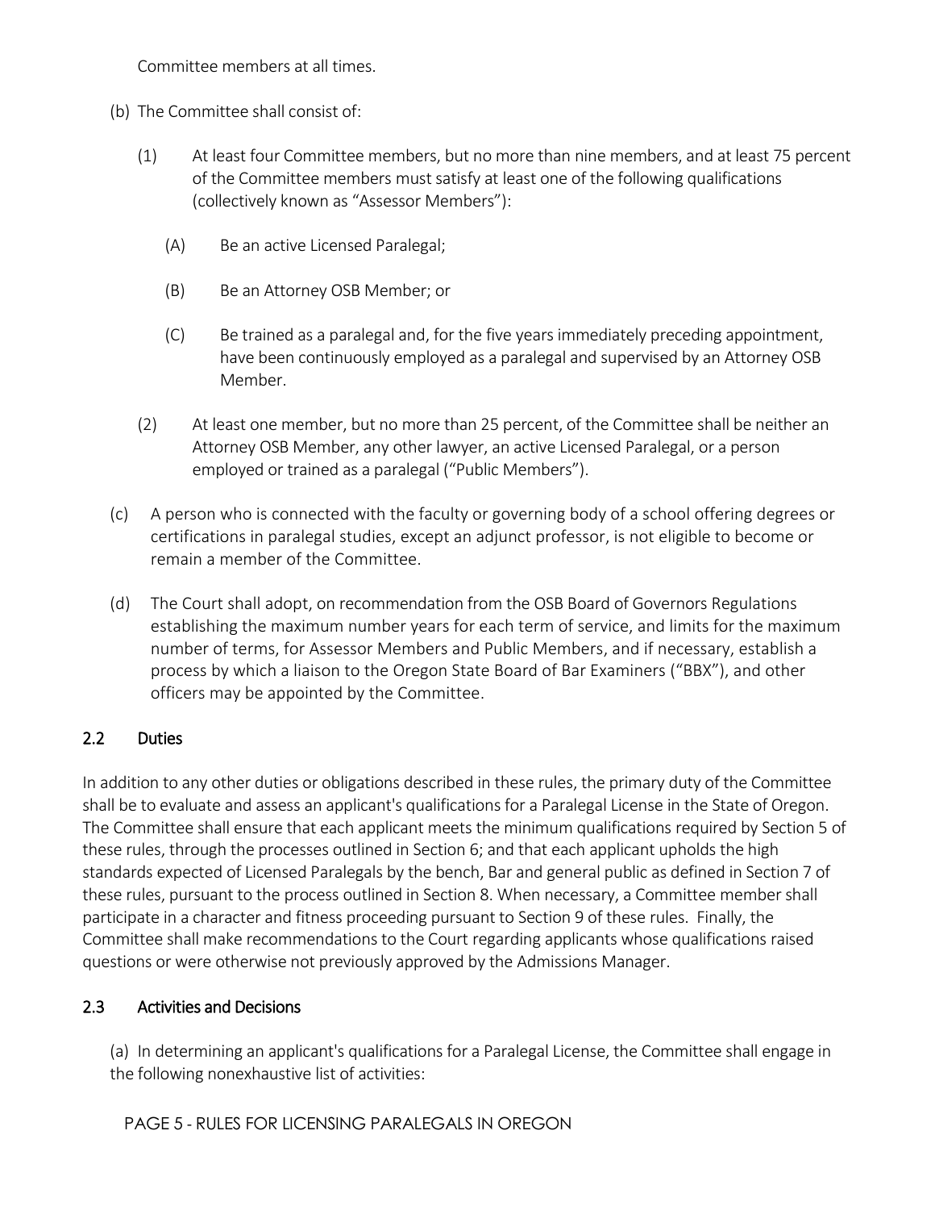Committee members at all times.

(b) The Committee shall consist of:

(1) At least four Committee members, but no more than nine members, and at least 75 percent of the Committee members must satisfy at least one of the following qualifications (collectively known as "Assessor Members"):

(A) Be an active Licensed Paralegal;

(B) Be an Attorney OSB Member; or

(C) Be trained as a paralegal and, for the five years immediately preceding appointment, have been continuously employed as a paralegal and supervised by an Attorney OSB Member.

(2) At least one member, but no more than 25 percent, of the Committee shall be neither an Attorney OSB Member, any other lawyer, an active Licensed Paralegal, or a person employed or trained as a paralegal ("Public Members").

(c) A person who is connected with the faculty or governing body of a school offering degrees or certifications in paralegal studies, except an adjunct professor, is not eligible to become or remain a member of the Committee.

(d) The Court shall adopt, on recommendation from the OSB Board of Governors Regulations establishing the maximum number years for each term of service, and limits for the maximum number of terms, for Assessor Members and Public Members, and if necessary, establish a process by which a liaison to the Oregon State Board of Bar Examiners ("BBX"), and other officers may be appointed by the Committee.

## 2.2 Duties

In addition to any other duties or obligations described in these rules, the primary duty of the Committee shall be to evaluate and assess an applicant's qualifications for a Paralegal License in the State of Oregon. The Committee shall ensure that each applicant meets the minimum qualifications required by Section 5 of these rules, through the processes outlined in Section 6; and that each applicant upholds the high standards expected of Licensed Paralegals by the bench, Bar and general public as defined in Section 7 of these rules, pursuant to the process outlined in Section 8. When necessary, a Committee member shall participate in a character and fitness proceeding pursuant to Section 9 of these rules. Finally, the Committee shall make recommendations to the Court regarding applicants whose qualifications raised questions or were otherwise not previously approved by the Admissions Manager.

## 2.3 Activities and Decisions

(a) In determining an applicant's qualifications for a Paralegal License, the Committee shall engage in the following nonexhaustive list of activities: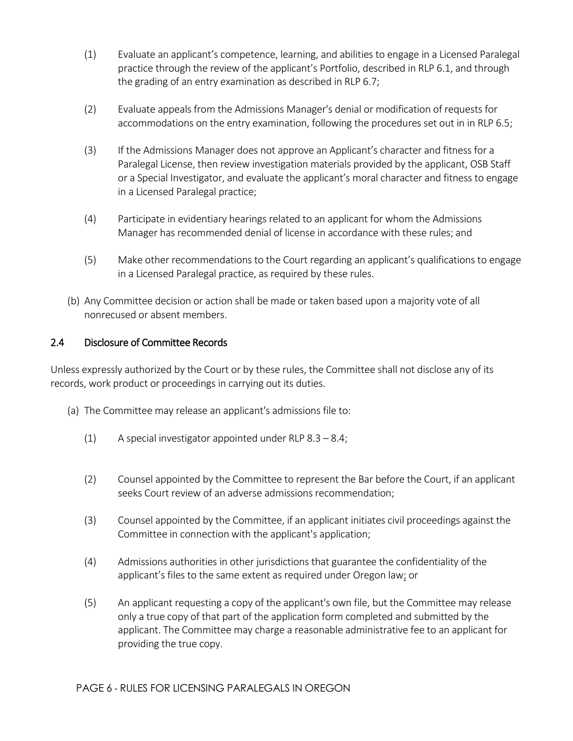(1) Evaluate an applicant's competence, learning, and abilities to engage in a Licensed Paralegal practice through the review of the applicant's Portfolio, described in RLP 6.1, and through the grading of an entry examination as described in RLP 6.7;

(2) Evaluate appeals from the Admissions Manager's denial or modification of requests for accommodations on the entry examination, following the procedures set out in in RLP 6.5;

(3) If the Admissions Manager does not approve an Applicant's character and fitness for a Paralegal License, then review investigation materials provided by the applicant, OSB Staff or a Special Investigator, and evaluate the applicant's moral character and fitness to engage in a Licensed Paralegal practice;

(4) Participate in evidentiary hearings related to an applicant for whom the Admissions Manager has recommended denial of license in accordance with these rules; and

(5) Make other recommendations to the Court regarding an applicant's qualifications to engage in a Licensed Paralegal practice, as required by these rules.

(b) Any Committee decision or action shall be made or taken based upon a majority vote of all nonrecused or absent members.

## 2.4 Disclosure of Committee Records

Unless expressly authorized by the Court or by these rules, the Committee shall not disclose any of its records, work product or proceedings in carrying out its duties.

(a) The Committee may release an applicant's admissions file to:

(1) A special investigator appointed under RLP 8.3 – 8.4;

(2) Counsel appointed by the Committee to represent the Bar before the Court, if an applicant seeks Court review of an adverse admissions recommendation;

(3) Counsel appointed by the Committee, if an applicant initiates civil proceedings against the Committee in connection with the applicant's application;

(4) Admissions authorities in other jurisdictions that guarantee the confidentiality of the applicant's files to the same extent as required under Oregon law; or

(5) An applicant requesting a copy of the applicant's own file, but the Committee may release only a true copy of that part of the application form completed and submitted by the applicant. The Committee may charge a reasonable administrative fee to an applicant for providing the true copy.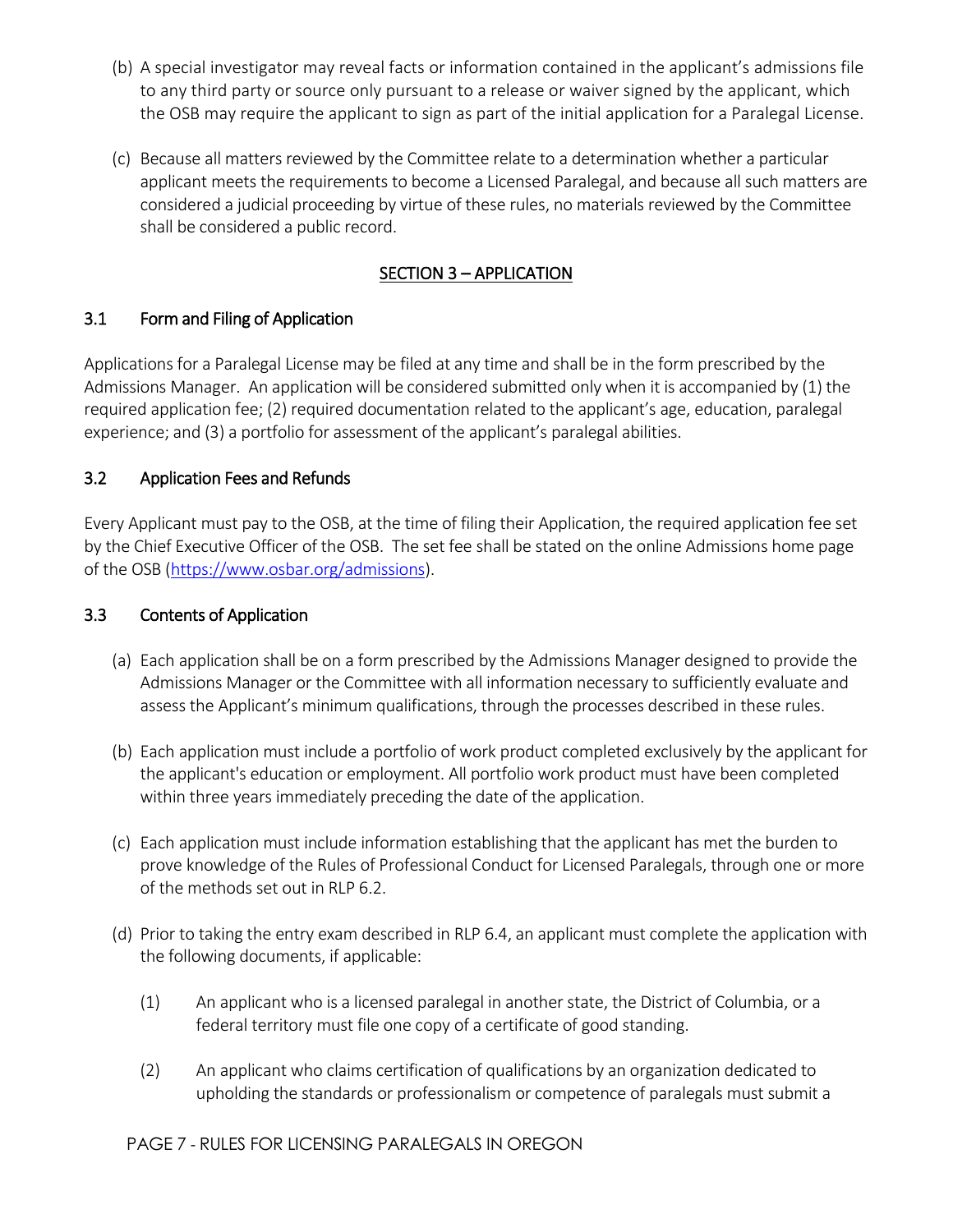(b) A special investigator may reveal facts or information contained in the applicant's admissions file to any third party or source only pursuant to a release or waiver signed by the applicant, which the OSB may require the applicant to sign as part of the initial application for a Paralegal License.

(c) Because all matters reviewed by the Committee relate to a determination whether a particular applicant meets the requirements to become a Licensed Paralegal, and because all such matters are considered a judicial proceeding by virtue of these rules, no materials reviewed by the Committee shall be considered a public record.

## SECTION 3 – APPLICATION

### 3.1 Form and Filing of Application

Applications for a Paralegal License may be filed at any time and shall be in the form prescribed by the Admissions Manager. An application will be considered submitted only when it is accompanied by (1) the required application fee; (2) required documentation related to the applicant's age, education, paralegal experience; and (3) a portfolio for assessment of the applicant's paralegal abilities.

### 3.2 Application Fees and Refunds

Every Applicant must pay to the OSB, at the time of filing their Application, the required application fee set by the Chief Executive Officer of the OSB. The set fee shall be stated on the online Admissions home page of the OSB (https://www.osbar.org/admissions).

### 3.3 Contents of Application

(a) Each application shall be on a form prescribed by the Admissions Manager designed to provide the Admissions Manager or the Committee with all information necessary to sufficiently evaluate and assess the Applicant's minimum qualifications, through the processes described in these rules.

(b) Each application must include a portfolio of work product completed exclusively by the applicant for the applicant's education or employment. All portfolio work product must have been completed within three years immediately preceding the date of the application.

(c) Each application must include information establishing that the applicant has met the burden to prove knowledge of the Rules of Professional Conduct for Licensed Paralegals, through one or more of the methods set out in RLP 6.2.

(d) Prior to taking the entry exam described in RLP 6.4, an applicant must complete the application with the following documents, if applicable:

(1) An applicant who is a licensed paralegal in another state, the District of Columbia, or a federal territory must file one copy of a certificate of good standing.

(2) An applicant who claims certification of qualifications by an organization dedicated to upholding the standards or professionalism or competence of paralegals must submit a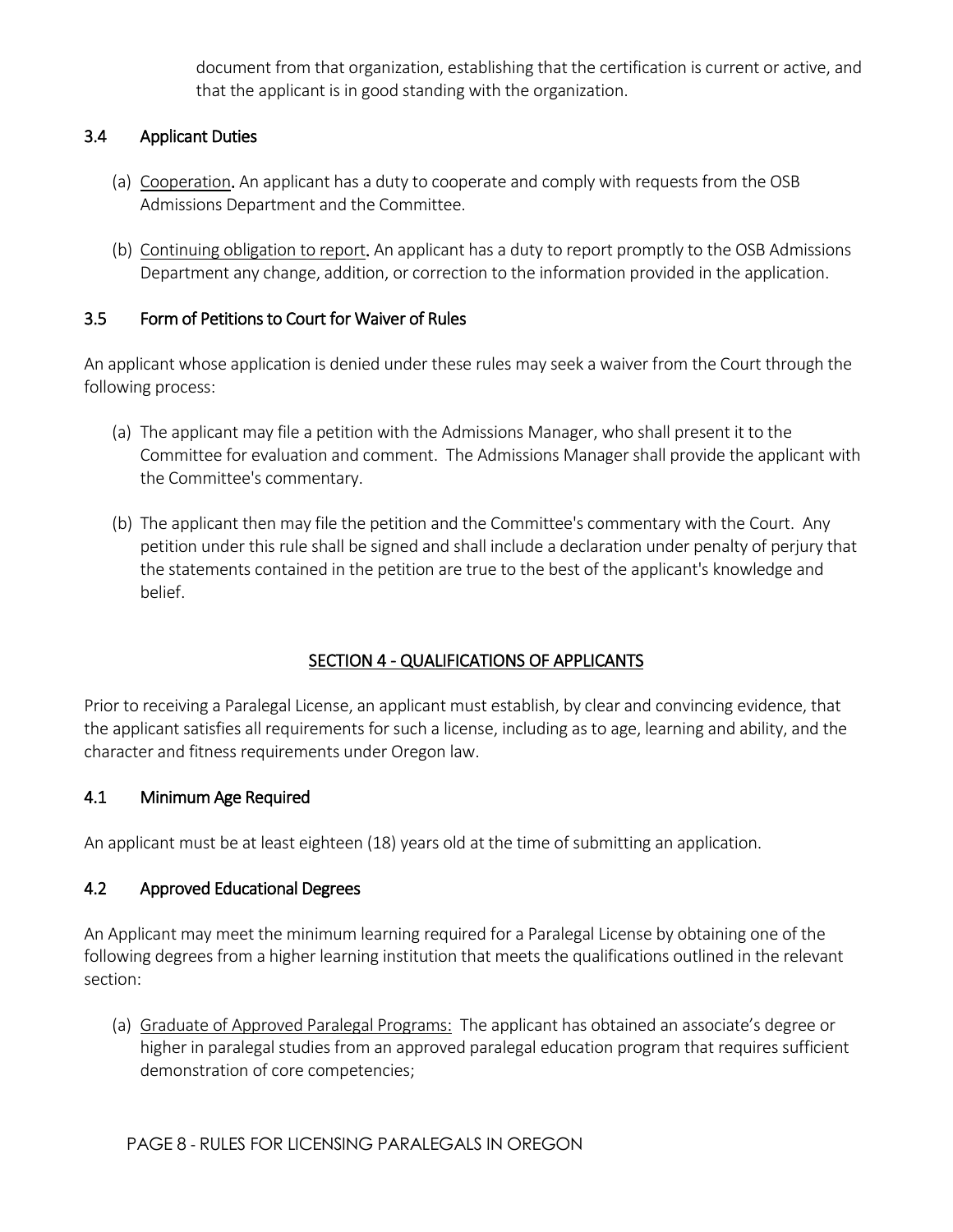document from that organization, establishing that the certification is current or active, and that the applicant is in good standing with the organization.

### 3.4 Applicant Duties

(a) Cooperation. An applicant has a duty to cooperate and comply with requests from the OSB Admissions Department and the Committee.

(b) Continuing obligation to report. An applicant has a duty to report promptly to the OSB Admissions Department any change, addition, or correction to the information provided in the application.

### 3.5 Form of Petitions to Court for Waiver of Rules

An applicant whose application is denied under these rules may seek a waiver from the Court through the following process:

(a) The applicant may file a petition with the Admissions Manager, who shall present it to the Committee for evaluation and comment. The Admissions Manager shall provide the applicant with the Committee's commentary.

(b) The applicant then may file the petition and the Committee's commentary with the Court. Any petition under this rule shall be signed and shall include a declaration under penalty of perjury that the statements contained in the petition are true to the best of the applicant's knowledge and belief.

## SECTION 4 - QUALIFICATIONS OF APPLICANTS

Prior to receiving a Paralegal License, an applicant must establish, by clear and convincing evidence, that the applicant satisfies all requirements for such a license, including as to age, learning and ability, and the character and fitness requirements under Oregon law.

### 4.1 Minimum Age Required

An applicant must be at least eighteen (18) years old at the time of submitting an application.

### 4.2 Approved Educational Degrees

An Applicant may meet the minimum learning required for a Paralegal License by obtaining one of the following degrees from a higher learning institution that meets the qualifications outlined in the relevant section:

(a) Graduate of Approved Paralegal Programs: The applicant has obtained an associate's degree or higher in paralegal studies from an approved paralegal education program that requires sufficient demonstration of core competencies;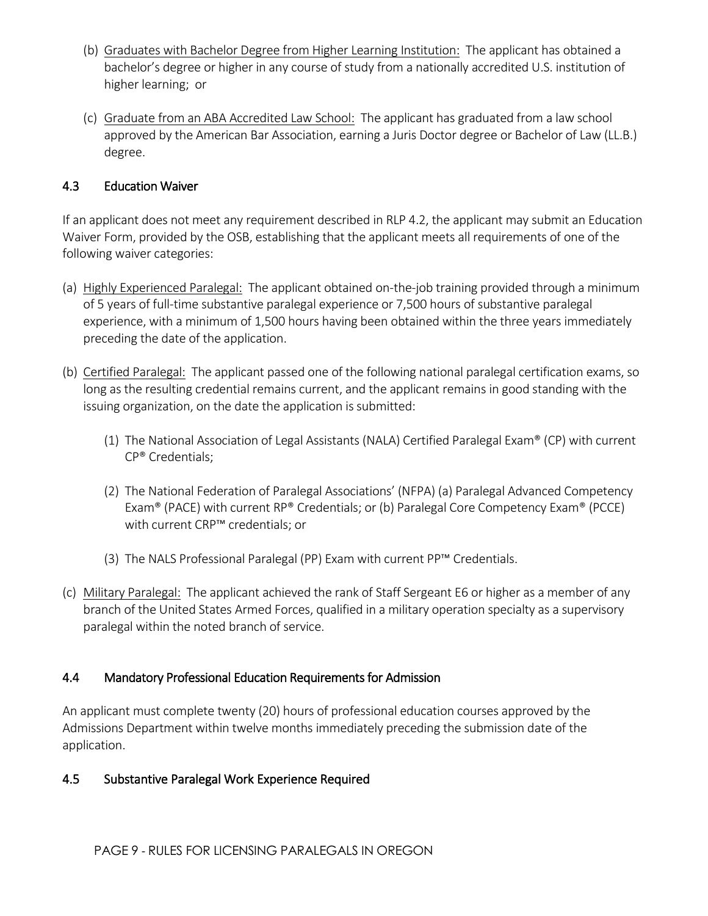(b) Graduates with Bachelor Degree from Higher Learning Institution: The applicant has obtained a bachelor's degree or higher in any course of study from a nationally accredited U.S. institution of higher learning; or

(c) Graduate from an ABA Accredited Law School: The applicant has graduated from a law school approved by the American Bar Association, earning a Juris Doctor degree or Bachelor of Law (LL.B.) degree.

### 4.3 Education Waiver

If an applicant does not meet any requirement described in RLP 4.2, the applicant may submit an Education Waiver Form, provided by the OSB, establishing that the applicant meets all requirements of one of the following waiver categories:

(a) Highly Experienced Paralegal: The applicant obtained on-the-job training provided through a minimum of 5 years of full-time substantive paralegal experience or 7,500 hours of substantive paralegal experience, with a minimum of 1,500 hours having been obtained within the three years immediately preceding the date of the application.

(b) Certified Paralegal: The applicant passed one of the following national paralegal certification exams, so long as the resulting credential remains current, and the applicant remains in good standing with the issuing organization, on the date the application is submitted:

(1) The National Association of Legal Assistants (NALA) Certified Paralegal Exam® (CP) with current CP® Credentials;

(2) The National Federation of Paralegal Associations' (NFPA) (a) Paralegal Advanced Competency Exam® (PACE) with current RP® Credentials; or (b) Paralegal Core Competency Exam® (PCCE) with current CRP™ credentials; or

(3) The NALS Professional Paralegal (PP) Exam with current PP™ Credentials.

(c) Military Paralegal: The applicant achieved the rank of Staff Sergeant E6 or higher as a member of any branch of the United States Armed Forces, qualified in a military operation specialty as a supervisory paralegal within the noted branch of service.

### 4.4 Mandatory Professional Education Requirements for Admission

An applicant must complete twenty (20) hours of professional education courses approved by the Admissions Department within twelve months immediately preceding the submission date of the application.

### 4.5 Substantive Paralegal Work Experience Required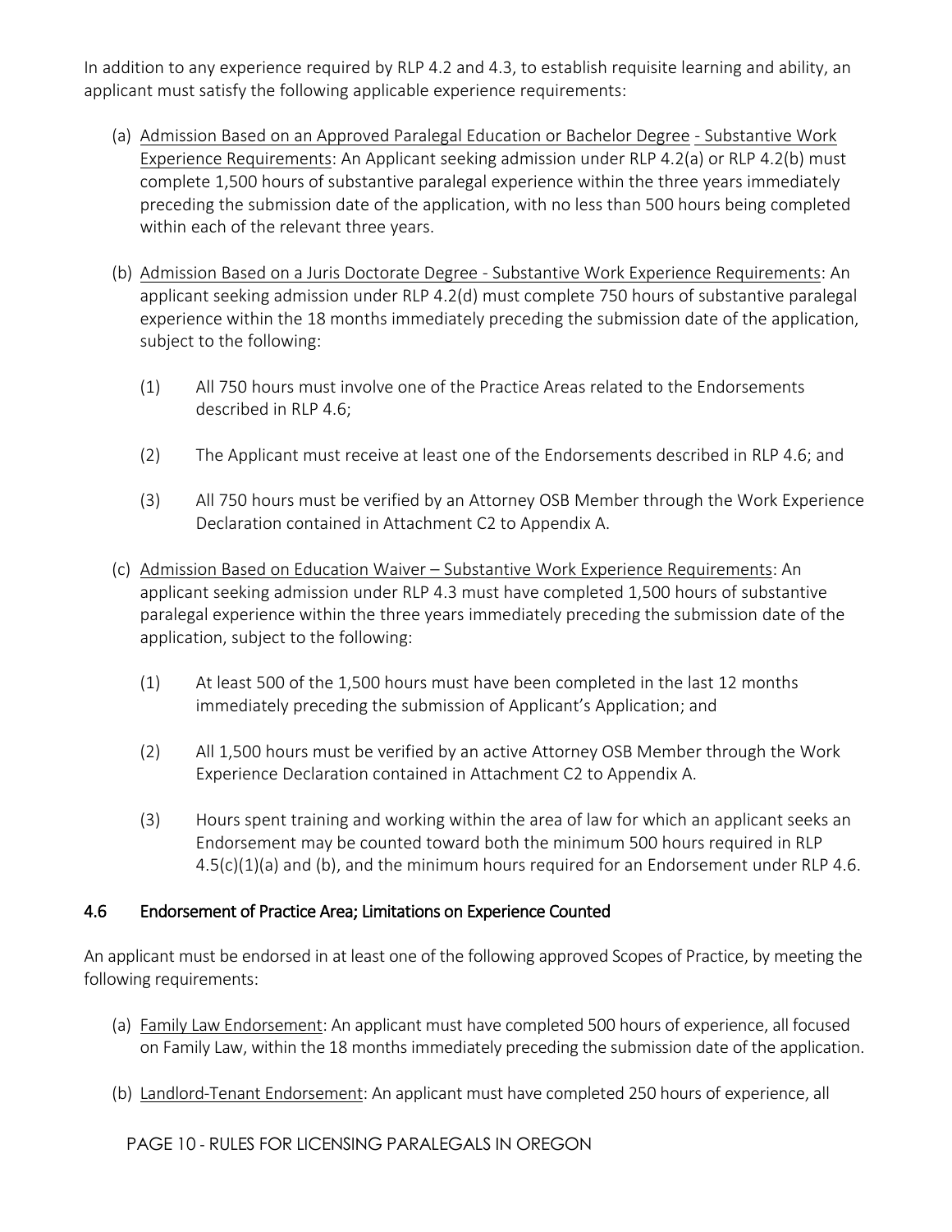In addition to any experience required by RLP 4.2 and 4.3, to establish requisite learning and ability, an applicant must satisfy the following applicable experience requirements:

(a) Admission Based on an Approved Paralegal Education or Bachelor Degree - Substantive Work Experience Requirements: An Applicant seeking admission under RLP 4.2(a) or RLP 4.2(b) must complete 1,500 hours of substantive paralegal experience within the three years immediately preceding the submission date of the application, with no less than 500 hours being completed within each of the relevant three years.

(b) Admission Based on a Juris Doctorate Degree - Substantive Work Experience Requirements: An applicant seeking admission under RLP 4.2(d) must complete 750 hours of substantive paralegal experience within the 18 months immediately preceding the submission date of the application, subject to the following:

  (1) All 750 hours must involve one of the Practice Areas related to the Endorsements described in RLP 4.6;

  (2) The Applicant must receive at least one of the Endorsements described in RLP 4.6; and

  (3) All 750 hours must be verified by an Attorney OSB Member through the Work Experience Declaration contained in Attachment C2 to Appendix A.

(c) Admission Based on Education Waiver – Substantive Work Experience Requirements: An applicant seeking admission under RLP 4.3 must have completed 1,500 hours of substantive paralegal experience within the three years immediately preceding the submission date of the application, subject to the following:

  (1) At least 500 of the 1,500 hours must have been completed in the last 12 months immediately preceding the submission of Applicant's Application; and

  (2) All 1,500 hours must be verified by an active Attorney OSB Member through the Work Experience Declaration contained in Attachment C2 to Appendix A.

  (3) Hours spent training and working within the area of law for which an applicant seeks an Endorsement may be counted toward both the minimum 500 hours required in RLP 4.5(c)(1)(a) and (b), and the minimum hours required for an Endorsement under RLP 4.6.

### 4.6 Endorsement of Practice Area; Limitations on Experience Counted

An applicant must be endorsed in at least one of the following approved Scopes of Practice, by meeting the following requirements:

(a) Family Law Endorsement: An applicant must have completed 500 hours of experience, all focused on Family Law, within the 18 months immediately preceding the submission date of the application.

(b) Landlord-Tenant Endorsement: An applicant must have completed 250 hours of experience, all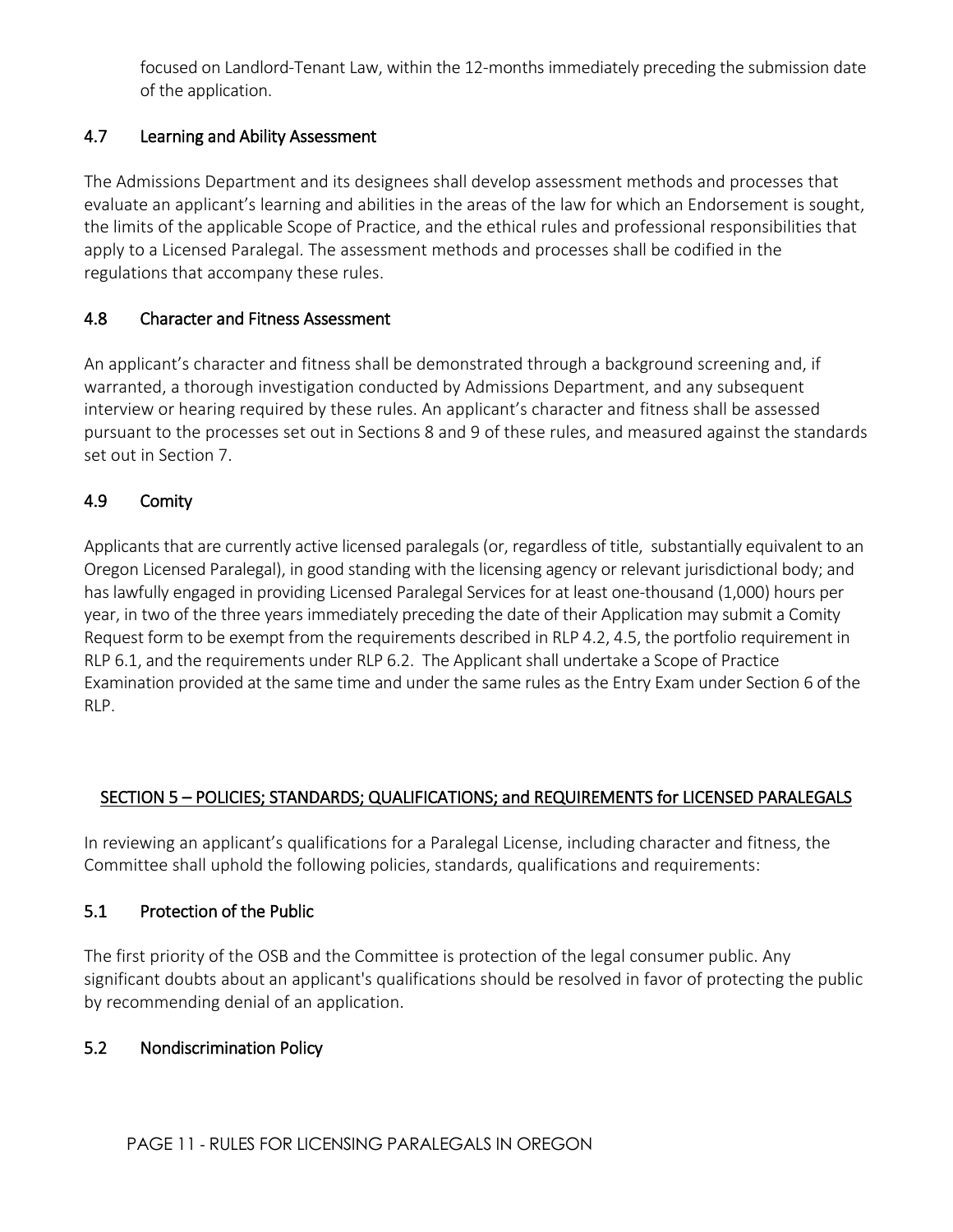focused on Landlord-Tenant Law, within the 12-months immediately preceding the submission date of the application.

### 4.7 Learning and Ability Assessment

The Admissions Department and its designees shall develop assessment methods and processes that evaluate an applicant's learning and abilities in the areas of the law for which an Endorsement is sought, the limits of the applicable Scope of Practice, and the ethical rules and professional responsibilities that apply to a Licensed Paralegal. The assessment methods and processes shall be codified in the regulations that accompany these rules.

### 4.8 Character and Fitness Assessment

An applicant's character and fitness shall be demonstrated through a background screening and, if warranted, a thorough investigation conducted by Admissions Department, and any subsequent interview or hearing required by these rules. An applicant's character and fitness shall be assessed pursuant to the processes set out in Sections 8 and 9 of these rules, and measured against the standards set out in Section 7.

### 4.9 Comity

Applicants that are currently active licensed paralegals (or, regardless of title, substantially equivalent to an Oregon Licensed Paralegal), in good standing with the licensing agency or relevant jurisdictional body; and has lawfully engaged in providing Licensed Paralegal Services for at least one-thousand (1,000) hours per year, in two of the three years immediately preceding the date of their Application may submit a Comity Request form to be exempt from the requirements described in RLP 4.2, 4.5, the portfolio requirement in RLP 6.1, and the requirements under RLP 6.2. The Applicant shall undertake a Scope of Practice Examination provided at the same time and under the same rules as the Entry Exam under Section 6 of the RLP.

## SECTION 5 – POLICIES; STANDARDS; QUALIFICATIONS; and REQUIREMENTS for LICENSED PARALEGALS

In reviewing an applicant's qualifications for a Paralegal License, including character and fitness, the Committee shall uphold the following policies, standards, qualifications and requirements:

### 5.1 Protection of the Public

The first priority of the OSB and the Committee is protection of the legal consumer public. Any significant doubts about an applicant's qualifications should be resolved in favor of protecting the public by recommending denial of an application.

### 5.2 Nondiscrimination Policy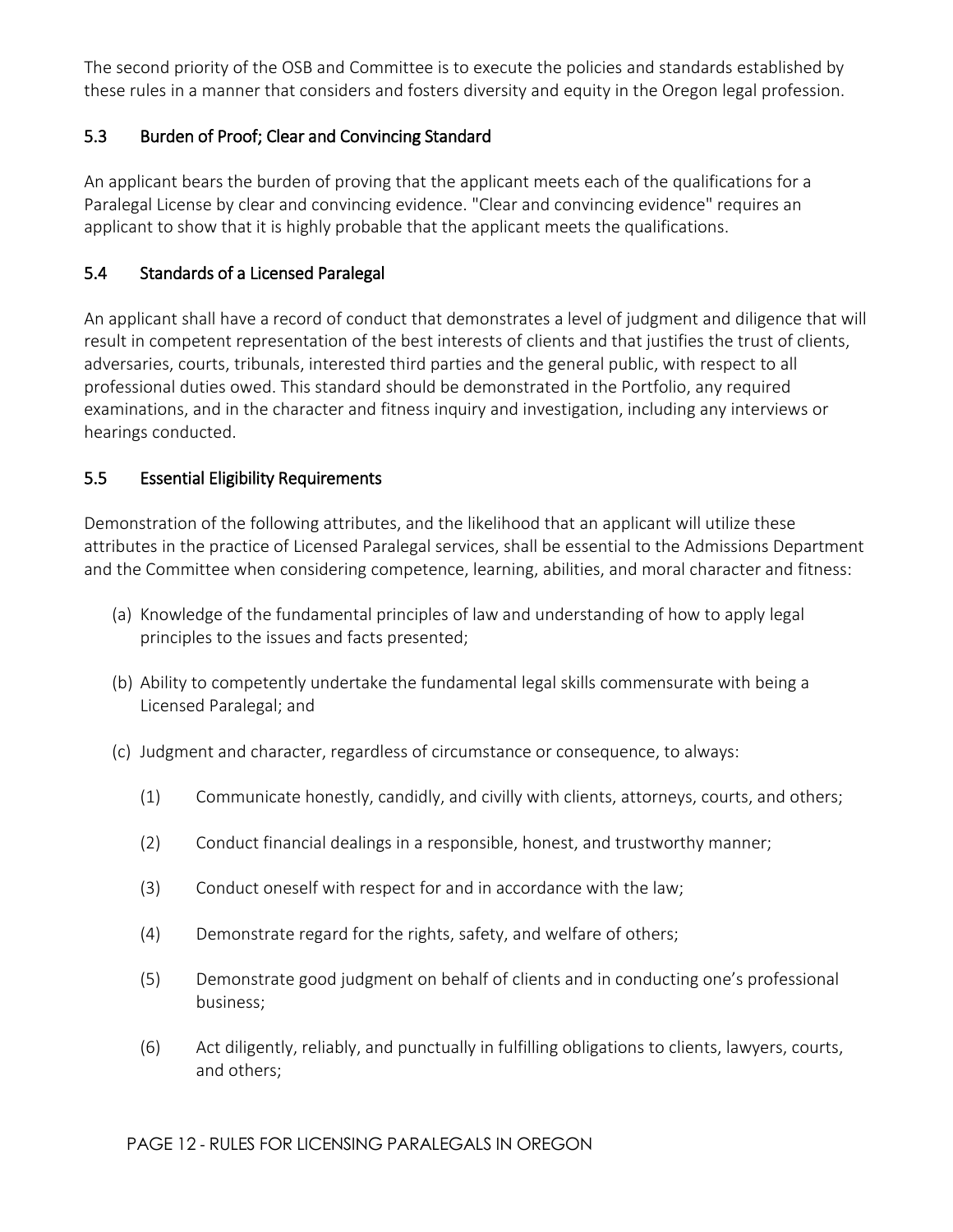The second priority of the OSB and Committee is to execute the policies and standards established by these rules in a manner that considers and fosters diversity and equity in the Oregon legal profession.

### 5.3 Burden of Proof; Clear and Convincing Standard

An applicant bears the burden of proving that the applicant meets each of the qualifications for a Paralegal License by clear and convincing evidence. "Clear and convincing evidence" requires an applicant to show that it is highly probable that the applicant meets the qualifications.

### 5.4 Standards of a Licensed Paralegal

An applicant shall have a record of conduct that demonstrates a level of judgment and diligence that will result in competent representation of the best interests of clients and that justifies the trust of clients, adversaries, courts, tribunals, interested third parties and the general public, with respect to all professional duties owed. This standard should be demonstrated in the Portfolio, any required examinations, and in the character and fitness inquiry and investigation, including any interviews or hearings conducted.

### 5.5 Essential Eligibility Requirements

Demonstration of the following attributes, and the likelihood that an applicant will utilize these attributes in the practice of Licensed Paralegal services, shall be essential to the Admissions Department and the Committee when considering competence, learning, abilities, and moral character and fitness:

(a) Knowledge of the fundamental principles of law and understanding of how to apply legal principles to the issues and facts presented;

(b) Ability to competently undertake the fundamental legal skills commensurate with being a Licensed Paralegal; and

(c) Judgment and character, regardless of circumstance or consequence, to always:

   (1) Communicate honestly, candidly, and civilly with clients, attorneys, courts, and others;

   (2) Conduct financial dealings in a responsible, honest, and trustworthy manner;

   (3) Conduct oneself with respect for and in accordance with the law;

   (4) Demonstrate regard for the rights, safety, and welfare of others;

   (5) Demonstrate good judgment on behalf of clients and in conducting one's professional business;

   (6) Act diligently, reliably, and punctually in fulfilling obligations to clients, lawyers, courts, and others;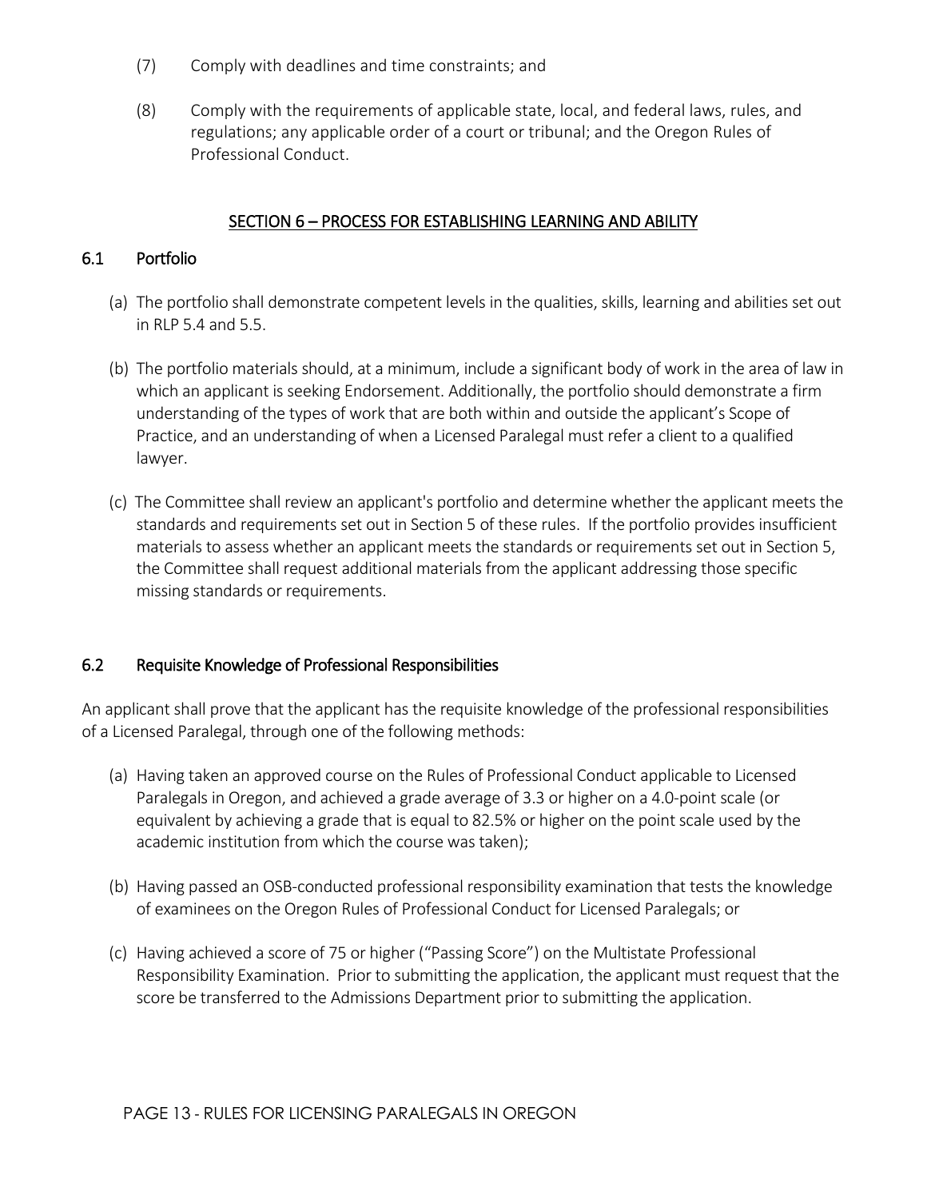(7) Comply with deadlines and time constraints; and

(8) Comply with the requirements of applicable state, local, and federal laws, rules, and regulations; any applicable order of a court or tribunal; and the Oregon Rules of Professional Conduct.

## SECTION 6 – PROCESS FOR ESTABLISHING LEARNING AND ABILITY

### 6.1 Portfolio

(a) The portfolio shall demonstrate competent levels in the qualities, skills, learning and abilities set out in RLP 5.4 and 5.5.

(b) The portfolio materials should, at a minimum, include a significant body of work in the area of law in which an applicant is seeking Endorsement. Additionally, the portfolio should demonstrate a firm understanding of the types of work that are both within and outside the applicant's Scope of Practice, and an understanding of when a Licensed Paralegal must refer a client to a qualified lawyer.

(c) The Committee shall review an applicant's portfolio and determine whether the applicant meets the standards and requirements set out in Section 5 of these rules. If the portfolio provides insufficient materials to assess whether an applicant meets the standards or requirements set out in Section 5, the Committee shall request additional materials from the applicant addressing those specific missing standards or requirements.

### 6.2 Requisite Knowledge of Professional Responsibilities

An applicant shall prove that the applicant has the requisite knowledge of the professional responsibilities of a Licensed Paralegal, through one of the following methods:

(a) Having taken an approved course on the Rules of Professional Conduct applicable to Licensed Paralegals in Oregon, and achieved a grade average of 3.3 or higher on a 4.0-point scale (or equivalent by achieving a grade that is equal to 82.5% or higher on the point scale used by the academic institution from which the course was taken);

(b) Having passed an OSB-conducted professional responsibility examination that tests the knowledge of examinees on the Oregon Rules of Professional Conduct for Licensed Paralegals; or

(c) Having achieved a score of 75 or higher ("Passing Score") on the Multistate Professional Responsibility Examination. Prior to submitting the application, the applicant must request that the score be transferred to the Admissions Department prior to submitting the application.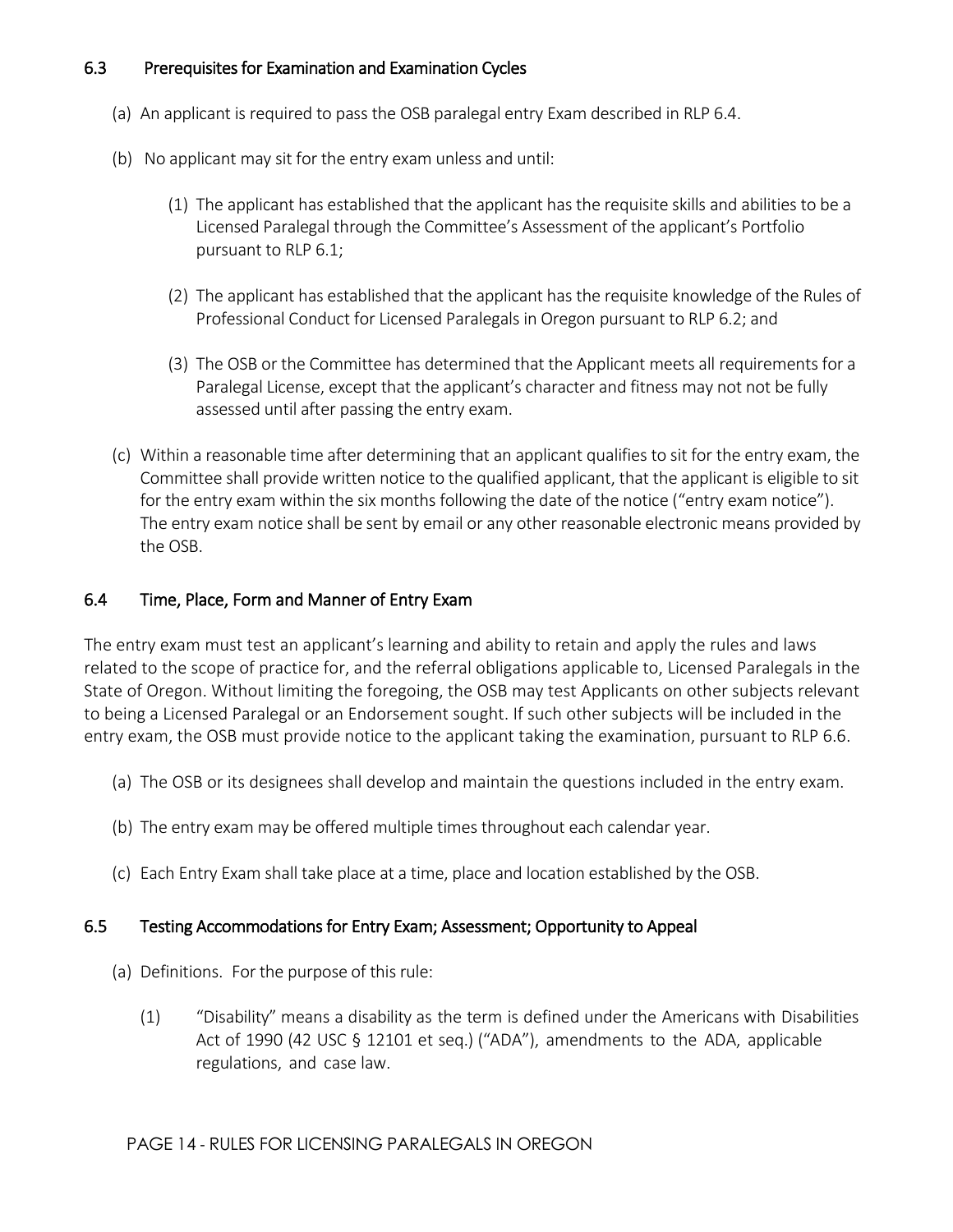### 6.3 Prerequisites for Examination and Examination Cycles

(a) An applicant is required to pass the OSB paralegal entry Exam described in RLP 6.4.

(b) No applicant may sit for the entry exam unless and until:

(1) The applicant has established that the applicant has the requisite skills and abilities to be a Licensed Paralegal through the Committee's Assessment of the applicant's Portfolio pursuant to RLP 6.1;

(2) The applicant has established that the applicant has the requisite knowledge of the Rules of Professional Conduct for Licensed Paralegals in Oregon pursuant to RLP 6.2; and

(3) The OSB or the Committee has determined that the Applicant meets all requirements for a Paralegal License, except that the applicant's character and fitness may not not be fully assessed until after passing the entry exam.

(c) Within a reasonable time after determining that an applicant qualifies to sit for the entry exam, the Committee shall provide written notice to the qualified applicant, that the applicant is eligible to sit for the entry exam within the six months following the date of the notice ("entry exam notice"). The entry exam notice shall be sent by email or any other reasonable electronic means provided by the OSB.

### 6.4 Time, Place, Form and Manner of Entry Exam

The entry exam must test an applicant's learning and ability to retain and apply the rules and laws related to the scope of practice for, and the referral obligations applicable to, Licensed Paralegals in the State of Oregon. Without limiting the foregoing, the OSB may test Applicants on other subjects relevant to being a Licensed Paralegal or an Endorsement sought. If such other subjects will be included in the entry exam, the OSB must provide notice to the applicant taking the examination, pursuant to RLP 6.6.

(a) The OSB or its designees shall develop and maintain the questions included in the entry exam.

(b) The entry exam may be offered multiple times throughout each calendar year.

(c) Each Entry Exam shall take place at a time, place and location established by the OSB.

### 6.5 Testing Accommodations for Entry Exam; Assessment; Opportunity to Appeal

(a) Definitions. For the purpose of this rule:

(1) "Disability" means a disability as the term is defined under the Americans with Disabilities Act of 1990 (42 USC § 12101 et seq.) ("ADA"), amendments to the ADA, applicable regulations, and case law.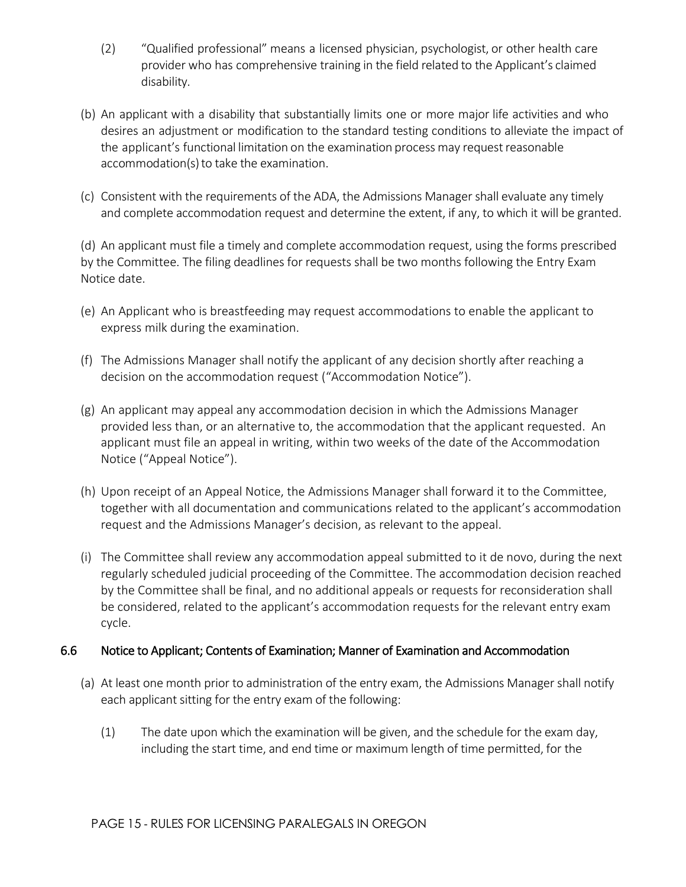(2) "Qualified professional" means a licensed physician, psychologist, or other health care provider who has comprehensive training in the field related to the Applicant's claimed disability.

(b) An applicant with a disability that substantially limits one or more major life activities and who desires an adjustment or modification to the standard testing conditions to alleviate the impact of the applicant's functional limitation on the examination process may request reasonable accommodation(s) to take the examination.

(c) Consistent with the requirements of the ADA, the Admissions Manager shall evaluate any timely and complete accommodation request and determine the extent, if any, to which it will be granted.

(d) An applicant must file a timely and complete accommodation request, using the forms prescribed by the Committee. The filing deadlines for requests shall be two months following the Entry Exam Notice date.

(e) An Applicant who is breastfeeding may request accommodations to enable the applicant to express milk during the examination.

(f) The Admissions Manager shall notify the applicant of any decision shortly after reaching a decision on the accommodation request ("Accommodation Notice").

(g) An applicant may appeal any accommodation decision in which the Admissions Manager provided less than, or an alternative to, the accommodation that the applicant requested. An applicant must file an appeal in writing, within two weeks of the date of the Accommodation Notice ("Appeal Notice").

(h) Upon receipt of an Appeal Notice, the Admissions Manager shall forward it to the Committee, together with all documentation and communications related to the applicant's accommodation request and the Admissions Manager's decision, as relevant to the appeal.

(i) The Committee shall review any accommodation appeal submitted to it de novo, during the next regularly scheduled judicial proceeding of the Committee. The accommodation decision reached by the Committee shall be final, and no additional appeals or requests for reconsideration shall be considered, related to the applicant's accommodation requests for the relevant entry exam cycle.

### 6.6 Notice to Applicant; Contents of Examination; Manner of Examination and Accommodation

(a) At least one month prior to administration of the entry exam, the Admissions Manager shall notify each applicant sitting for the entry exam of the following:

(1) The date upon which the examination will be given, and the schedule for the exam day, including the start time, and end time or maximum length of time permitted, for the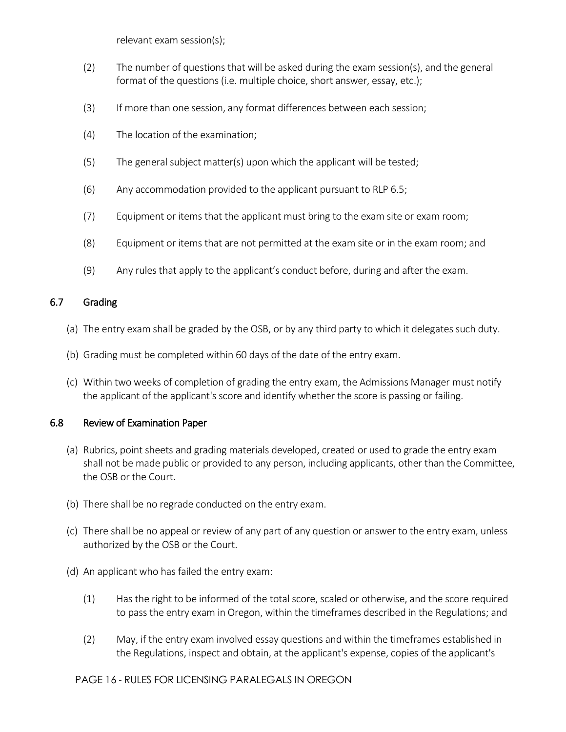relevant exam session(s);

(2) The number of questions that will be asked during the exam session(s), and the general format of the questions (i.e. multiple choice, short answer, essay, etc.);

(3) If more than one session, any format differences between each session;

(4) The location of the examination;

(5) The general subject matter(s) upon which the applicant will be tested;

(6) Any accommodation provided to the applicant pursuant to RLP 6.5;

(7) Equipment or items that the applicant must bring to the exam site or exam room;

(8) Equipment or items that are not permitted at the exam site or in the exam room; and

(9) Any rules that apply to the applicant's conduct before, during and after the exam.

## 6.7 Grading

(a) The entry exam shall be graded by the OSB, or by any third party to which it delegates such duty.

(b) Grading must be completed within 60 days of the date of the entry exam.

(c) Within two weeks of completion of grading the entry exam, the Admissions Manager must notify the applicant of the applicant's score and identify whether the score is passing or failing.

## 6.8 Review of Examination Paper

(a) Rubrics, point sheets and grading materials developed, created or used to grade the entry exam shall not be made public or provided to any person, including applicants, other than the Committee, the OSB or the Court.

(b) There shall be no regrade conducted on the entry exam.

(c) There shall be no appeal or review of any part of any question or answer to the entry exam, unless authorized by the OSB or the Court.

(d) An applicant who has failed the entry exam:

(1) Has the right to be informed of the total score, scaled or otherwise, and the score required to pass the entry exam in Oregon, within the timeframes described in the Regulations; and

(2) May, if the entry exam involved essay questions and within the timeframes established in the Regulations, inspect and obtain, at the applicant's expense, copies of the applicant's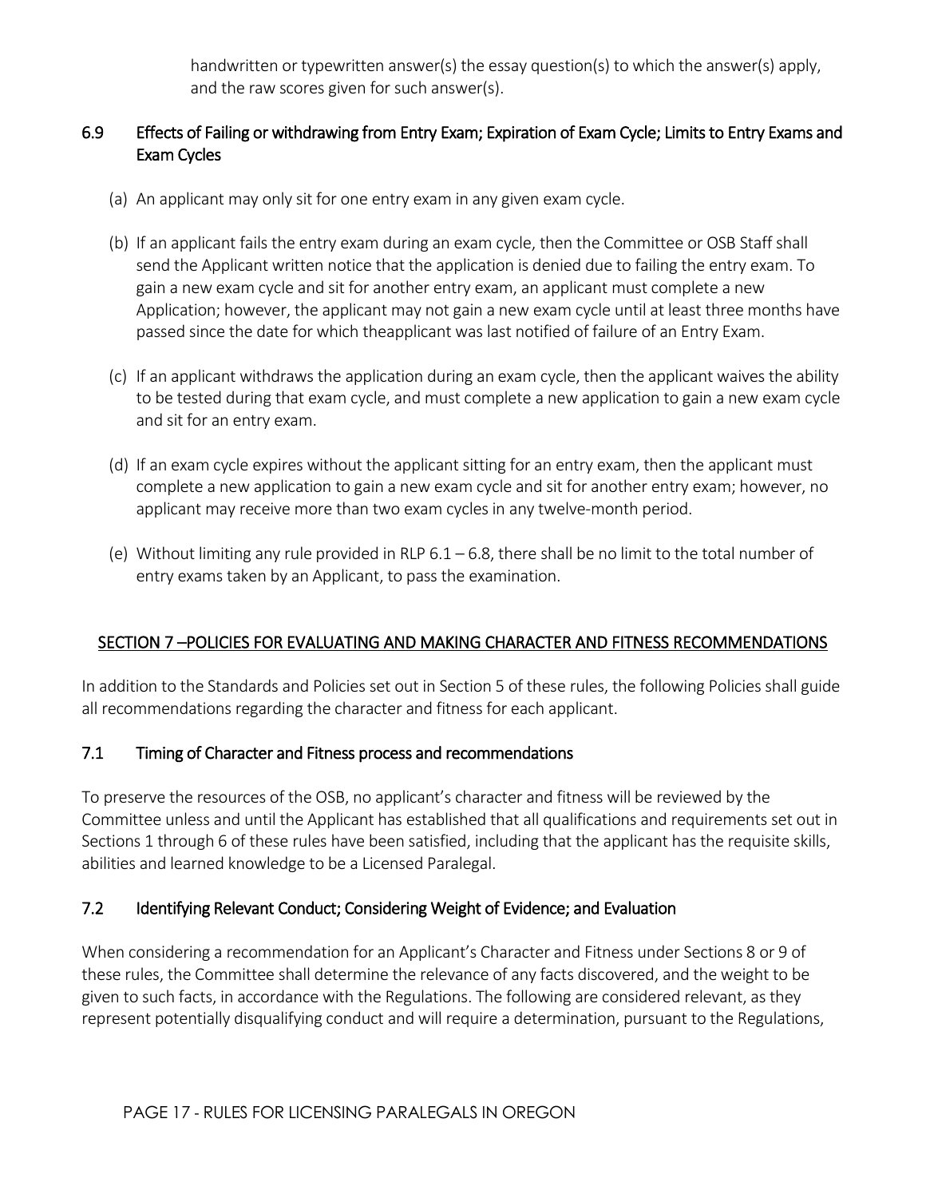handwritten or typewritten answer(s) the essay question(s) to which the answer(s) apply, and the raw scores given for such answer(s).

### 6.9 Effects of Failing or withdrawing from Entry Exam; Expiration of Exam Cycle; Limits to Entry Exams and Exam Cycles

(a) An applicant may only sit for one entry exam in any given exam cycle.

(b) If an applicant fails the entry exam during an exam cycle, then the Committee or OSB Staff shall send the Applicant written notice that the application is denied due to failing the entry exam. To gain a new exam cycle and sit for another entry exam, an applicant must complete a new Application; however, the applicant may not gain a new exam cycle until at least three months have passed since the date for which theapplicant was last notified of failure of an Entry Exam.

(c) If an applicant withdraws the application during an exam cycle, then the applicant waives the ability to be tested during that exam cycle, and must complete a new application to gain a new exam cycle and sit for an entry exam.

(d) If an exam cycle expires without the applicant sitting for an entry exam, then the applicant must complete a new application to gain a new exam cycle and sit for another entry exam; however, no applicant may receive more than two exam cycles in any twelve-month period.

(e) Without limiting any rule provided in RLP 6.1 – 6.8, there shall be no limit to the total number of entry exams taken by an Applicant, to pass the examination.

## SECTION 7 –POLICIES FOR EVALUATING AND MAKING CHARACTER AND FITNESS RECOMMENDATIONS

In addition to the Standards and Policies set out in Section 5 of these rules, the following Policies shall guide all recommendations regarding the character and fitness for each applicant.

### 7.1 Timing of Character and Fitness process and recommendations

To preserve the resources of the OSB, no applicant's character and fitness will be reviewed by the Committee unless and until the Applicant has established that all qualifications and requirements set out in Sections 1 through 6 of these rules have been satisfied, including that the applicant has the requisite skills, abilities and learned knowledge to be a Licensed Paralegal.

### 7.2 Identifying Relevant Conduct; Considering Weight of Evidence; and Evaluation

When considering a recommendation for an Applicant's Character and Fitness under Sections 8 or 9 of these rules, the Committee shall determine the relevance of any facts discovered, and the weight to be given to such facts, in accordance with the Regulations. The following are considered relevant, as they represent potentially disqualifying conduct and will require a determination, pursuant to the Regulations,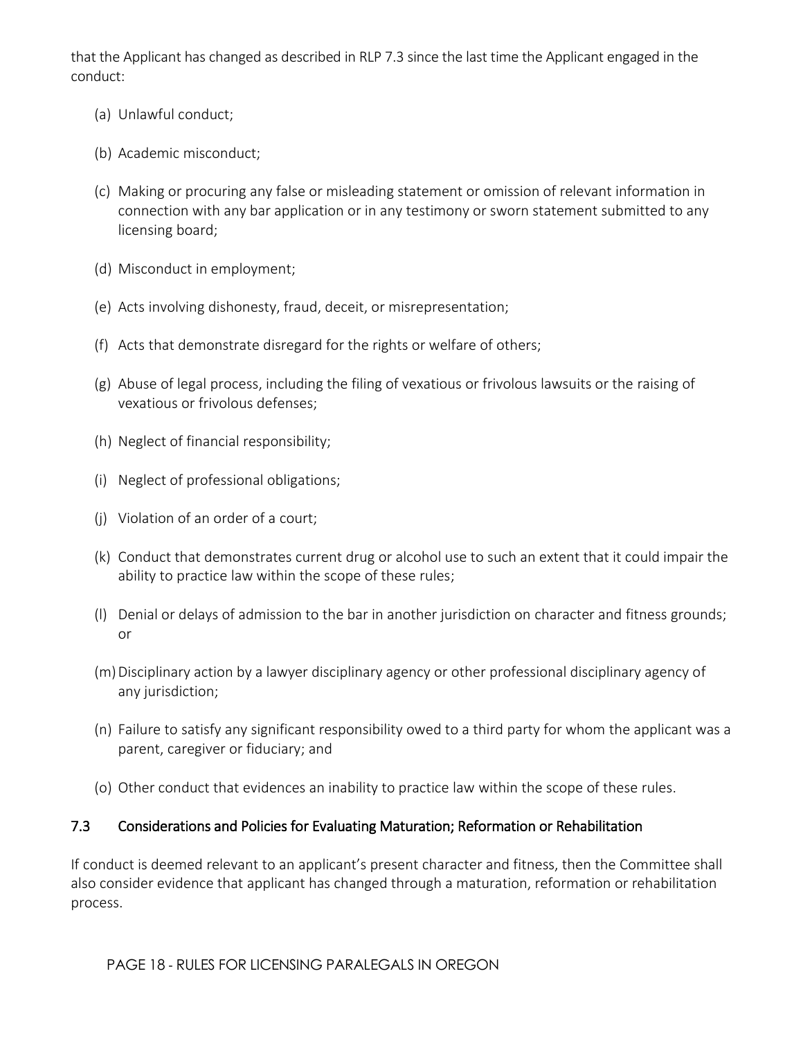that the Applicant has changed as described in RLP 7.3 since the last time the Applicant engaged in the conduct:

(a) Unlawful conduct;

(b) Academic misconduct;

(c) Making or procuring any false or misleading statement or omission of relevant information in connection with any bar application or in any testimony or sworn statement submitted to any licensing board;

(d) Misconduct in employment;

(e) Acts involving dishonesty, fraud, deceit, or misrepresentation;

(f) Acts that demonstrate disregard for the rights or welfare of others;

(g) Abuse of legal process, including the filing of vexatious or frivolous lawsuits or the raising of vexatious or frivolous defenses;

(h) Neglect of financial responsibility;

(i) Neglect of professional obligations;

(j) Violation of an order of a court;

(k) Conduct that demonstrates current drug or alcohol use to such an extent that it could impair the ability to practice law within the scope of these rules;

(l) Denial or delays of admission to the bar in another jurisdiction on character and fitness grounds; or

(m) Disciplinary action by a lawyer disciplinary agency or other professional disciplinary agency of any jurisdiction;

(n) Failure to satisfy any significant responsibility owed to a third party for whom the applicant was a parent, caregiver or fiduciary; and

(o) Other conduct that evidences an inability to practice law within the scope of these rules.

### 7.3 Considerations and Policies for Evaluating Maturation; Reformation or Rehabilitation

If conduct is deemed relevant to an applicant's present character and fitness, then the Committee shall also consider evidence that applicant has changed through a maturation, reformation or rehabilitation process.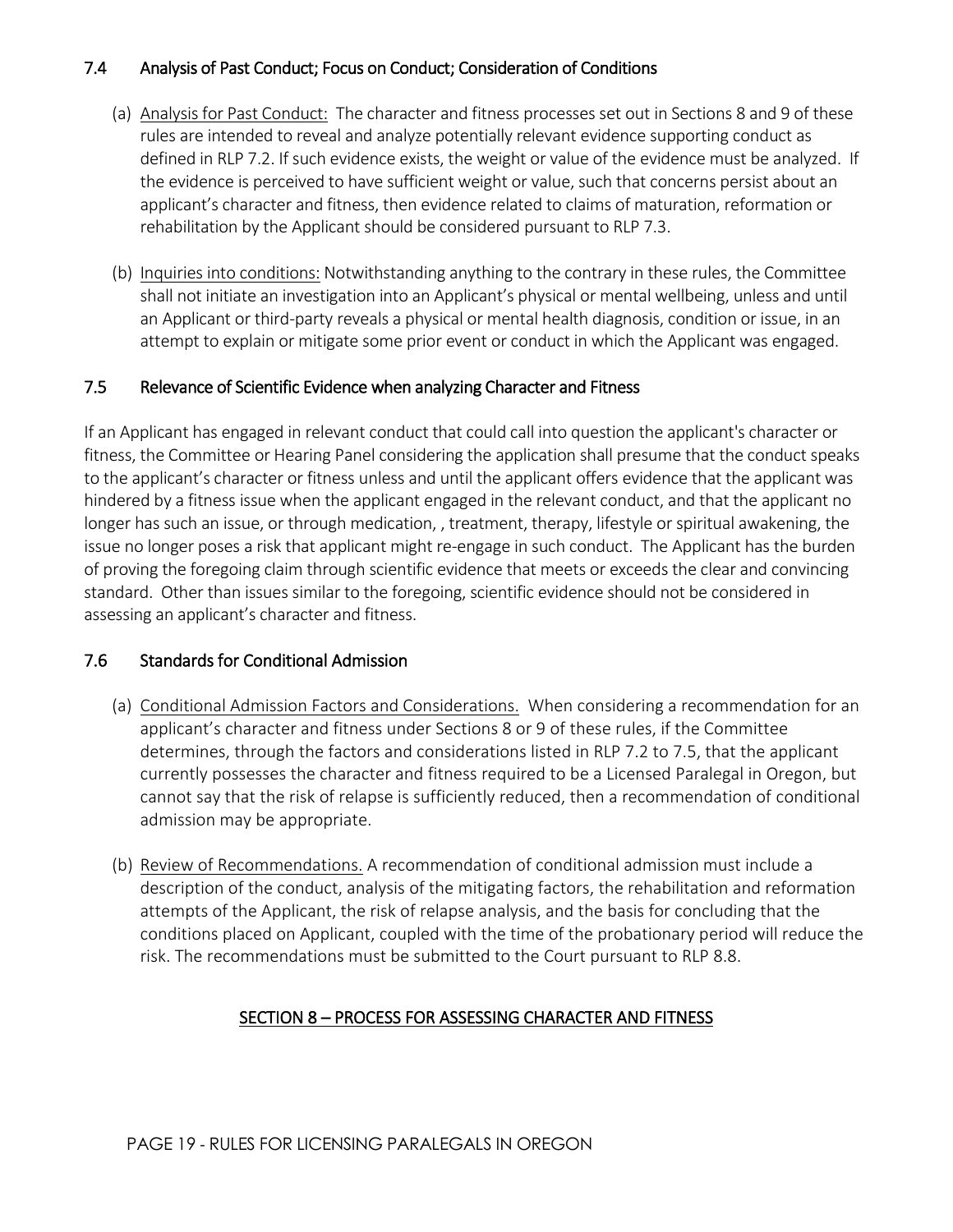### 7.4 Analysis of Past Conduct; Focus on Conduct; Consideration of Conditions

(a) Analysis for Past Conduct: The character and fitness processes set out in Sections 8 and 9 of these rules are intended to reveal and analyze potentially relevant evidence supporting conduct as defined in RLP 7.2. If such evidence exists, the weight or value of the evidence must be analyzed. If the evidence is perceived to have sufficient weight or value, such that concerns persist about an applicant's character and fitness, then evidence related to claims of maturation, reformation or rehabilitation by the Applicant should be considered pursuant to RLP 7.3.

(b) Inquiries into conditions: Notwithstanding anything to the contrary in these rules, the Committee shall not initiate an investigation into an Applicant's physical or mental wellbeing, unless and until an Applicant or third-party reveals a physical or mental health diagnosis, condition or issue, in an attempt to explain or mitigate some prior event or conduct in which the Applicant was engaged.

### 7.5 Relevance of Scientific Evidence when analyzing Character and Fitness

If an Applicant has engaged in relevant conduct that could call into question the applicant's character or fitness, the Committee or Hearing Panel considering the application shall presume that the conduct speaks to the applicant's character or fitness unless and until the applicant offers evidence that the applicant was hindered by a fitness issue when the applicant engaged in the relevant conduct, and that the applicant no longer has such an issue, or through medication, , treatment, therapy, lifestyle or spiritual awakening, the issue no longer poses a risk that applicant might re-engage in such conduct. The Applicant has the burden of proving the foregoing claim through scientific evidence that meets or exceeds the clear and convincing standard. Other than issues similar to the foregoing, scientific evidence should not be considered in assessing an applicant's character and fitness.

### 7.6 Standards for Conditional Admission

(a) Conditional Admission Factors and Considerations. When considering a recommendation for an applicant's character and fitness under Sections 8 or 9 of these rules, if the Committee determines, through the factors and considerations listed in RLP 7.2 to 7.5, that the applicant currently possesses the character and fitness required to be a Licensed Paralegal in Oregon, but cannot say that the risk of relapse is sufficiently reduced, then a recommendation of conditional admission may be appropriate.

(b) Review of Recommendations. A recommendation of conditional admission must include a description of the conduct, analysis of the mitigating factors, the rehabilitation and reformation attempts of the Applicant, the risk of relapse analysis, and the basis for concluding that the conditions placed on Applicant, coupled with the time of the probationary period will reduce the risk. The recommendations must be submitted to the Court pursuant to RLP 8.8.

## SECTION 8 – PROCESS FOR ASSESSING CHARACTER AND FITNESS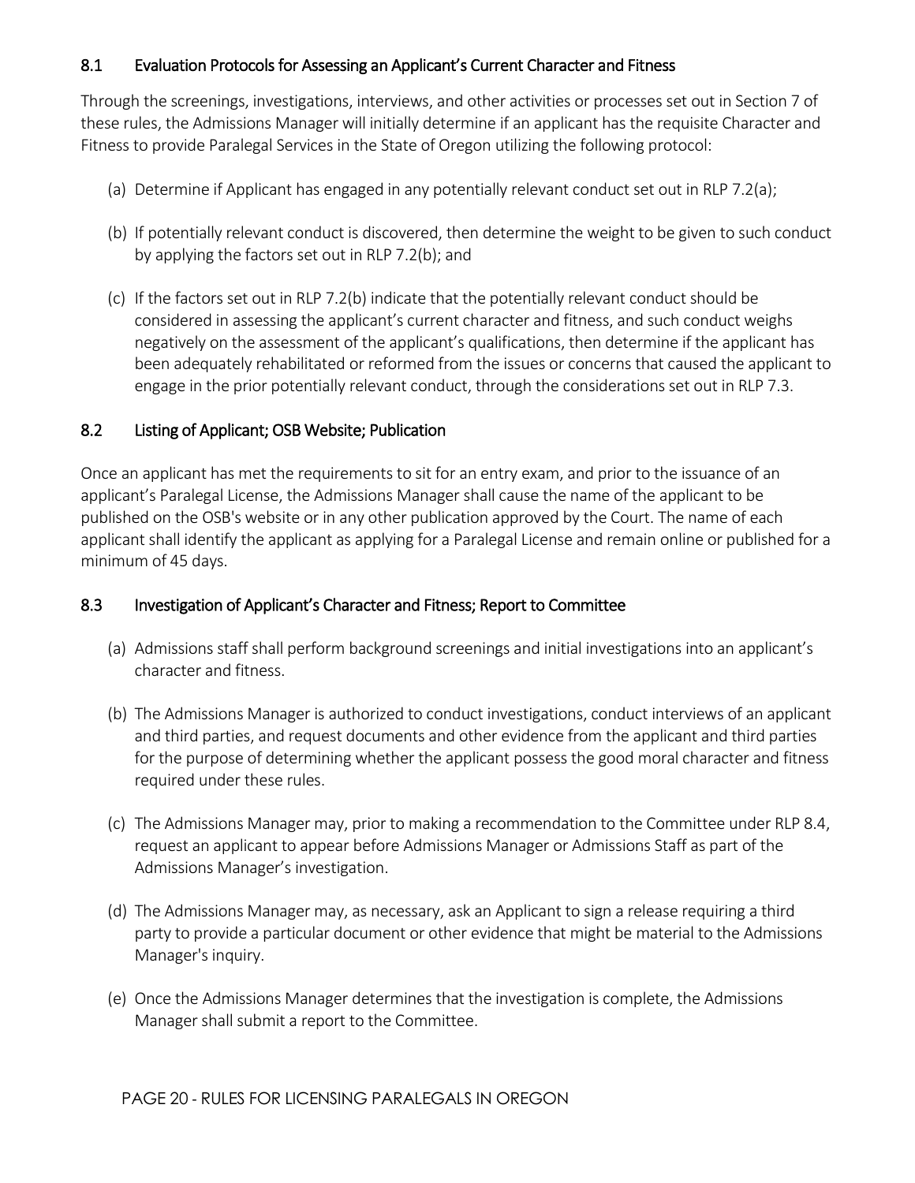### 8.1 Evaluation Protocols for Assessing an Applicant's Current Character and Fitness

Through the screenings, investigations, interviews, and other activities or processes set out in Section 7 of these rules, the Admissions Manager will initially determine if an applicant has the requisite Character and Fitness to provide Paralegal Services in the State of Oregon utilizing the following protocol:

(a) Determine if Applicant has engaged in any potentially relevant conduct set out in RLP 7.2(a);

(b) If potentially relevant conduct is discovered, then determine the weight to be given to such conduct by applying the factors set out in RLP 7.2(b); and

(c) If the factors set out in RLP 7.2(b) indicate that the potentially relevant conduct should be considered in assessing the applicant's current character and fitness, and such conduct weighs negatively on the assessment of the applicant's qualifications, then determine if the applicant has been adequately rehabilitated or reformed from the issues or concerns that caused the applicant to engage in the prior potentially relevant conduct, through the considerations set out in RLP 7.3.

### 8.2 Listing of Applicant; OSB Website; Publication

Once an applicant has met the requirements to sit for an entry exam, and prior to the issuance of an applicant's Paralegal License, the Admissions Manager shall cause the name of the applicant to be published on the OSB's website or in any other publication approved by the Court. The name of each applicant shall identify the applicant as applying for a Paralegal License and remain online or published for a minimum of 45 days.

### 8.3 Investigation of Applicant's Character and Fitness; Report to Committee

(a) Admissions staff shall perform background screenings and initial investigations into an applicant's character and fitness.

(b) The Admissions Manager is authorized to conduct investigations, conduct interviews of an applicant and third parties, and request documents and other evidence from the applicant and third parties for the purpose of determining whether the applicant possess the good moral character and fitness required under these rules.

(c) The Admissions Manager may, prior to making a recommendation to the Committee under RLP 8.4, request an applicant to appear before Admissions Manager or Admissions Staff as part of the Admissions Manager's investigation.

(d) The Admissions Manager may, as necessary, ask an Applicant to sign a release requiring a third party to provide a particular document or other evidence that might be material to the Admissions Manager's inquiry.

(e) Once the Admissions Manager determines that the investigation is complete, the Admissions Manager shall submit a report to the Committee.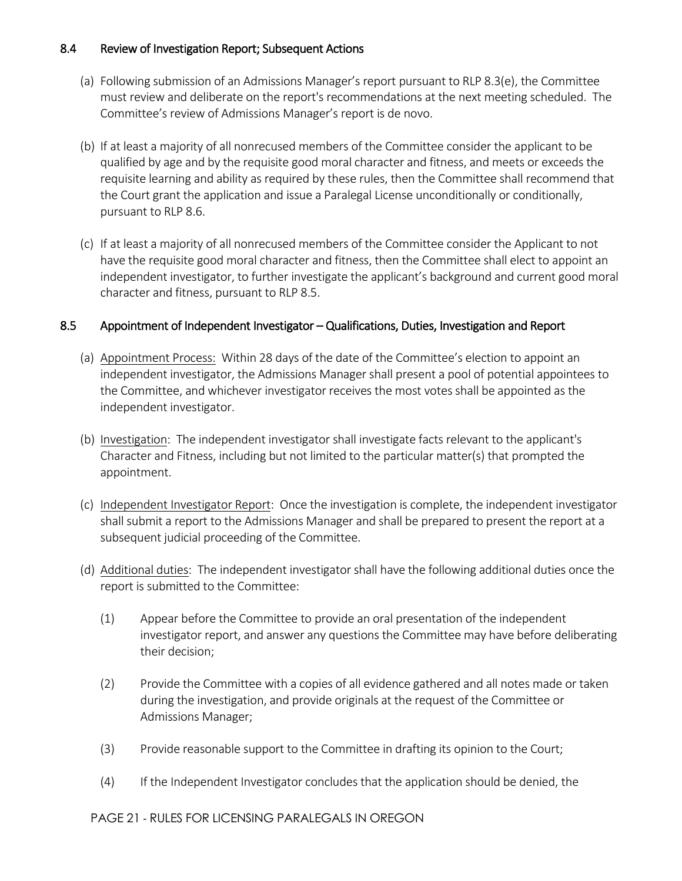## 8.4 Review of Investigation Report; Subsequent Actions

(a) Following submission of an Admissions Manager's report pursuant to RLP 8.3(e), the Committee must review and deliberate on the report's recommendations at the next meeting scheduled. The Committee's review of Admissions Manager's report is de novo.

(b) If at least a majority of all nonrecused members of the Committee consider the applicant to be qualified by age and by the requisite good moral character and fitness, and meets or exceeds the requisite learning and ability as required by these rules, then the Committee shall recommend that the Court grant the application and issue a Paralegal License unconditionally or conditionally, pursuant to RLP 8.6.

(c) If at least a majority of all nonrecused members of the Committee consider the Applicant to not have the requisite good moral character and fitness, then the Committee shall elect to appoint an independent investigator, to further investigate the applicant's background and current good moral character and fitness, pursuant to RLP 8.5.

## 8.5 Appointment of Independent Investigator – Qualifications, Duties, Investigation and Report

(a) Appointment Process: Within 28 days of the date of the Committee's election to appoint an independent investigator, the Admissions Manager shall present a pool of potential appointees to the Committee, and whichever investigator receives the most votes shall be appointed as the independent investigator.

(b) Investigation: The independent investigator shall investigate facts relevant to the applicant's Character and Fitness, including but not limited to the particular matter(s) that prompted the appointment.

(c) Independent Investigator Report: Once the investigation is complete, the independent investigator shall submit a report to the Admissions Manager and shall be prepared to present the report at a subsequent judicial proceeding of the Committee.

(d) Additional duties: The independent investigator shall have the following additional duties once the report is submitted to the Committee:

(1) Appear before the Committee to provide an oral presentation of the independent investigator report, and answer any questions the Committee may have before deliberating their decision;

(2) Provide the Committee with a copies of all evidence gathered and all notes made or taken during the investigation, and provide originals at the request of the Committee or Admissions Manager;

(3) Provide reasonable support to the Committee in drafting its opinion to the Court;

(4) If the Independent Investigator concludes that the application should be denied, the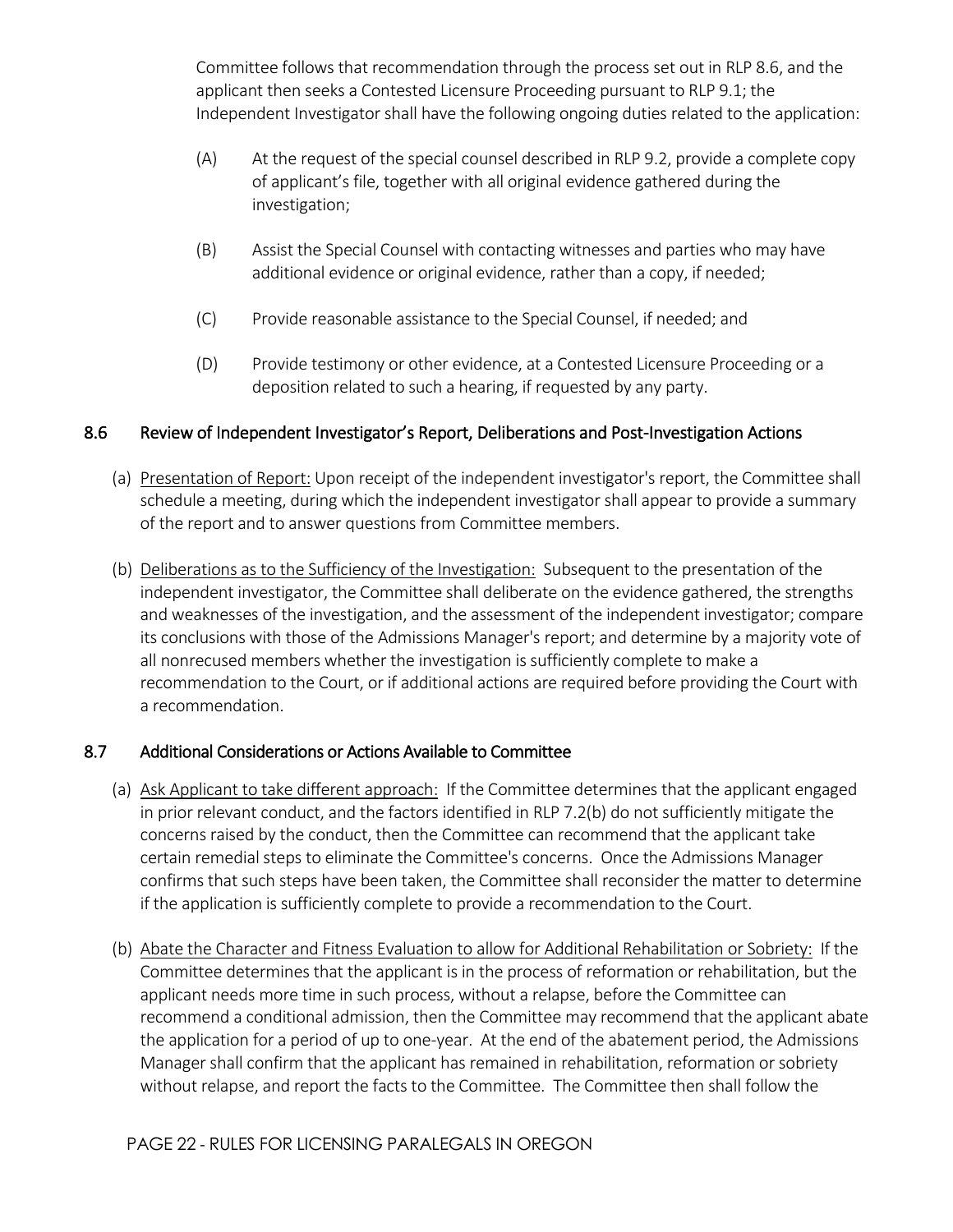Committee follows that recommendation through the process set out in RLP 8.6, and the applicant then seeks a Contested Licensure Proceeding pursuant to RLP 9.1; the Independent Investigator shall have the following ongoing duties related to the application:

(A) At the request of the special counsel described in RLP 9.2, provide a complete copy of applicant's file, together with all original evidence gathered during the investigation;

(B) Assist the Special Counsel with contacting witnesses and parties who may have additional evidence or original evidence, rather than a copy, if needed;

(C) Provide reasonable assistance to the Special Counsel, if needed; and

(D) Provide testimony or other evidence, at a Contested Licensure Proceeding or a deposition related to such a hearing, if requested by any party.

### 8.6 Review of Independent Investigator's Report, Deliberations and Post-Investigation Actions

(a) Presentation of Report: Upon receipt of the independent investigator's report, the Committee shall schedule a meeting, during which the independent investigator shall appear to provide a summary of the report and to answer questions from Committee members.

(b) Deliberations as to the Sufficiency of the Investigation: Subsequent to the presentation of the independent investigator, the Committee shall deliberate on the evidence gathered, the strengths and weaknesses of the investigation, and the assessment of the independent investigator; compare its conclusions with those of the Admissions Manager's report; and determine by a majority vote of all nonrecused members whether the investigation is sufficiently complete to make a recommendation to the Court, or if additional actions are required before providing the Court with a recommendation.

### 8.7 Additional Considerations or Actions Available to Committee

(a) Ask Applicant to take different approach: If the Committee determines that the applicant engaged in prior relevant conduct, and the factors identified in RLP 7.2(b) do not sufficiently mitigate the concerns raised by the conduct, then the Committee can recommend that the applicant take certain remedial steps to eliminate the Committee's concerns. Once the Admissions Manager confirms that such steps have been taken, the Committee shall reconsider the matter to determine if the application is sufficiently complete to provide a recommendation to the Court.

(b) Abate the Character and Fitness Evaluation to allow for Additional Rehabilitation or Sobriety: If the Committee determines that the applicant is in the process of reformation or rehabilitation, but the applicant needs more time in such process, without a relapse, before the Committee can recommend a conditional admission, then the Committee may recommend that the applicant abate the application for a period of up to one-year. At the end of the abatement period, the Admissions Manager shall confirm that the applicant has remained in rehabilitation, reformation or sobriety without relapse, and report the facts to the Committee. The Committee then shall follow the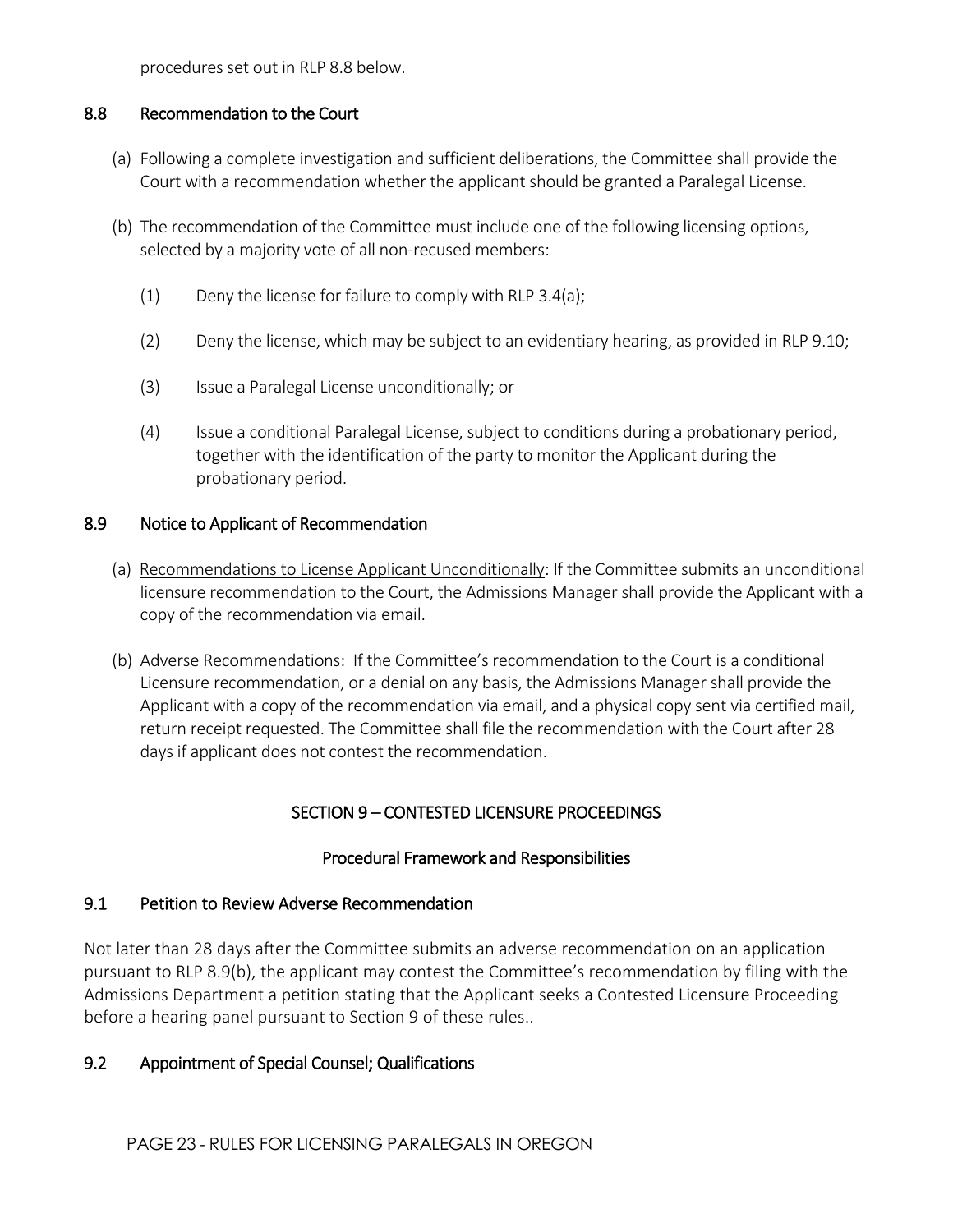procedures set out in RLP 8.8 below.

## 8.8 Recommendation to the Court

(a) Following a complete investigation and sufficient deliberations, the Committee shall provide the Court with a recommendation whether the applicant should be granted a Paralegal License.

(b) The recommendation of the Committee must include one of the following licensing options, selected by a majority vote of all non-recused members:

(1) Deny the license for failure to comply with RLP 3.4(a);

(2) Deny the license, which may be subject to an evidentiary hearing, as provided in RLP 9.10;

(3) Issue a Paralegal License unconditionally; or

(4) Issue a conditional Paralegal License, subject to conditions during a probationary period, together with the identification of the party to monitor the Applicant during the probationary period.

## 8.9 Notice to Applicant of Recommendation

(a) <u>Recommendations to License Applicant Unconditionally</u>: If the Committee submits an unconditional licensure recommendation to the Court, the Admissions Manager shall provide the Applicant with a copy of the recommendation via email.

(b) <u>Adverse Recommendations</u>: If the Committee's recommendation to the Court is a conditional Licensure recommendation, or a denial on any basis, the Admissions Manager shall provide the Applicant with a copy of the recommendation via email, and a physical copy sent via certified mail, return receipt requested. The Committee shall file the recommendation with the Court after 28 days if applicant does not contest the recommendation.

# SECTION 9 – CONTESTED LICENSURE PROCEEDINGS

## <u>Procedural Framework and Responsibilities</u>

## 9.1 Petition to Review Adverse Recommendation

Not later than 28 days after the Committee submits an adverse recommendation on an application pursuant to RLP 8.9(b), the applicant may contest the Committee's recommendation by filing with the Admissions Department a petition stating that the Applicant seeks a Contested Licensure Proceeding before a hearing panel pursuant to Section 9 of these rules..

## 9.2 Appointment of Special Counsel; Qualifications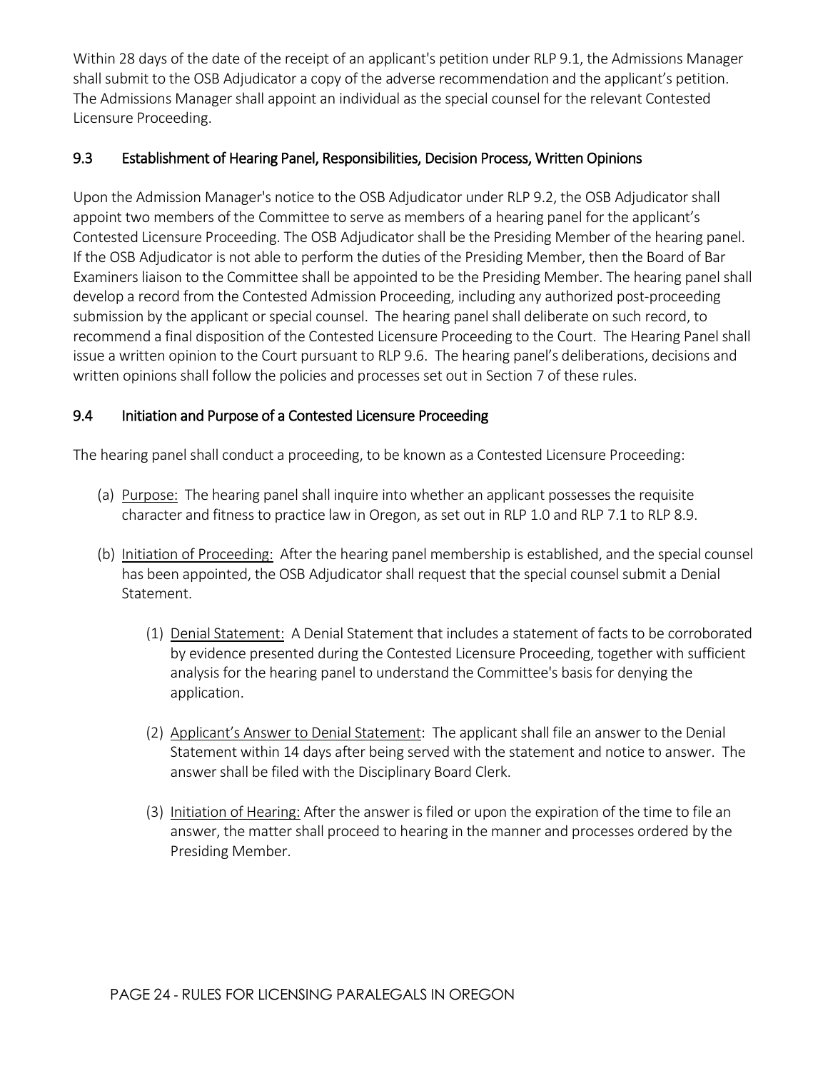Within 28 days of the date of the receipt of an applicant's petition under RLP 9.1, the Admissions Manager shall submit to the OSB Adjudicator a copy of the adverse recommendation and the applicant's petition. The Admissions Manager shall appoint an individual as the special counsel for the relevant Contested Licensure Proceeding.

## 9.3 Establishment of Hearing Panel, Responsibilities, Decision Process, Written Opinions

Upon the Admission Manager's notice to the OSB Adjudicator under RLP 9.2, the OSB Adjudicator shall appoint two members of the Committee to serve as members of a hearing panel for the applicant's Contested Licensure Proceeding. The OSB Adjudicator shall be the Presiding Member of the hearing panel. If the OSB Adjudicator is not able to perform the duties of the Presiding Member, then the Board of Bar Examiners liaison to the Committee shall be appointed to be the Presiding Member. The hearing panel shall develop a record from the Contested Admission Proceeding, including any authorized post-proceeding submission by the applicant or special counsel. The hearing panel shall deliberate on such record, to recommend a final disposition of the Contested Licensure Proceeding to the Court. The Hearing Panel shall issue a written opinion to the Court pursuant to RLP 9.6. The hearing panel's deliberations, decisions and written opinions shall follow the policies and processes set out in Section 7 of these rules.

## 9.4 Initiation and Purpose of a Contested Licensure Proceeding

The hearing panel shall conduct a proceeding, to be known as a Contested Licensure Proceeding:

(a) Purpose: The hearing panel shall inquire into whether an applicant possesses the requisite character and fitness to practice law in Oregon, as set out in RLP 1.0 and RLP 7.1 to RLP 8.9.

(b) Initiation of Proceeding: After the hearing panel membership is established, and the special counsel has been appointed, the OSB Adjudicator shall request that the special counsel submit a Denial Statement.

   (1) Denial Statement: A Denial Statement that includes a statement of facts to be corroborated by evidence presented during the Contested Licensure Proceeding, together with sufficient analysis for the hearing panel to understand the Committee's basis for denying the application.

   (2) Applicant's Answer to Denial Statement: The applicant shall file an answer to the Denial Statement within 14 days after being served with the statement and notice to answer. The answer shall be filed with the Disciplinary Board Clerk.

   (3) Initiation of Hearing: After the answer is filed or upon the expiration of the time to file an answer, the matter shall proceed to hearing in the manner and processes ordered by the Presiding Member.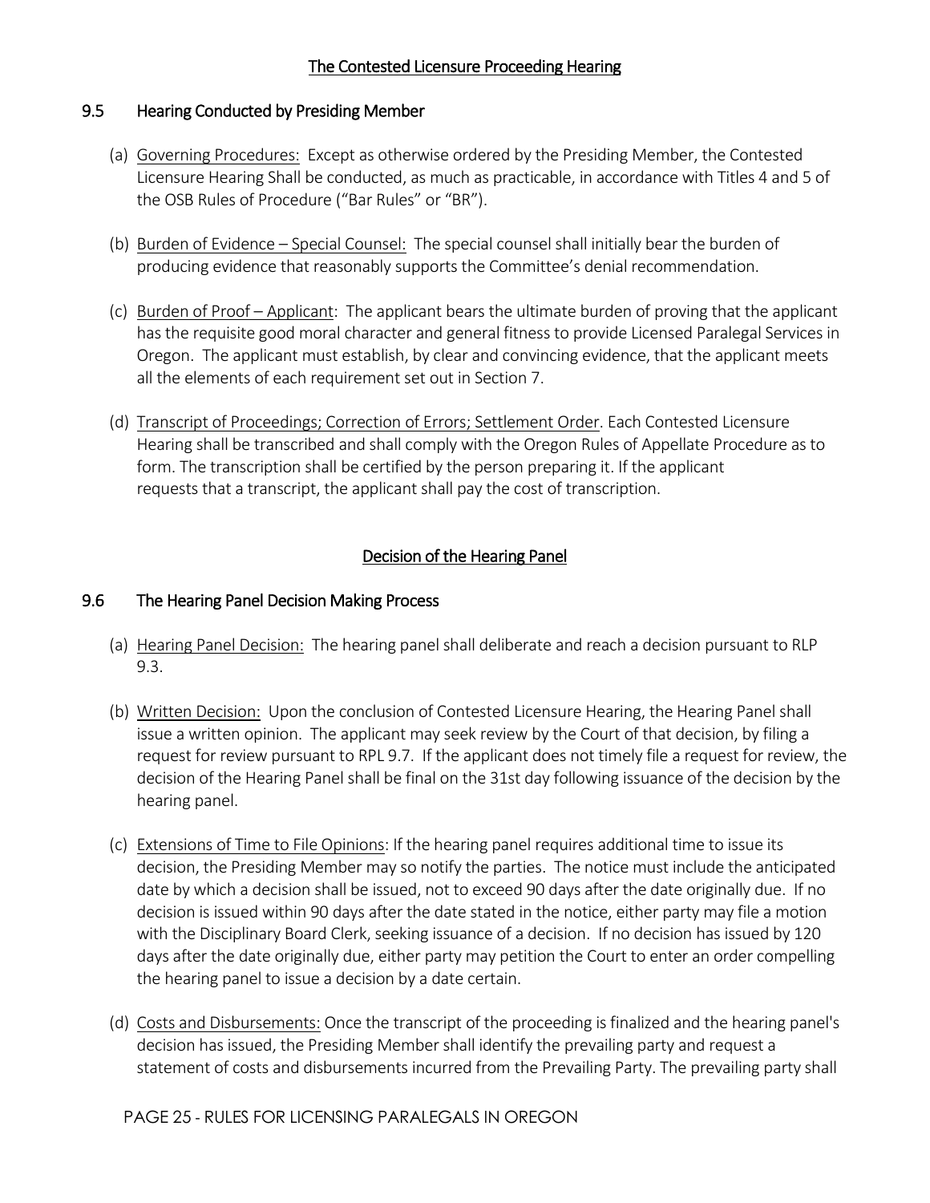## The Contested Licensure Proceeding Hearing

### 9.5 Hearing Conducted by Presiding Member

(a) Governing Procedures: Except as otherwise ordered by the Presiding Member, the Contested Licensure Hearing Shall be conducted, as much as practicable, in accordance with Titles 4 and 5 of the OSB Rules of Procedure ("Bar Rules" or "BR").

(b) Burden of Evidence – Special Counsel: The special counsel shall initially bear the burden of producing evidence that reasonably supports the Committee's denial recommendation.

(c) Burden of Proof – Applicant: The applicant bears the ultimate burden of proving that the applicant has the requisite good moral character and general fitness to provide Licensed Paralegal Services in Oregon. The applicant must establish, by clear and convincing evidence, that the applicant meets all the elements of each requirement set out in Section 7.

(d) Transcript of Proceedings; Correction of Errors; Settlement Order. Each Contested Licensure Hearing shall be transcribed and shall comply with the Oregon Rules of Appellate Procedure as to form. The transcription shall be certified by the person preparing it. If the applicant requests that a transcript, the applicant shall pay the cost of transcription.

## Decision of the Hearing Panel

### 9.6 The Hearing Panel Decision Making Process

(a) Hearing Panel Decision: The hearing panel shall deliberate and reach a decision pursuant to RLP 9.3.

(b) Written Decision: Upon the conclusion of Contested Licensure Hearing, the Hearing Panel shall issue a written opinion. The applicant may seek review by the Court of that decision, by filing a request for review pursuant to RPL 9.7. If the applicant does not timely file a request for review, the decision of the Hearing Panel shall be final on the 31st day following issuance of the decision by the hearing panel.

(c) Extensions of Time to File Opinions: If the hearing panel requires additional time to issue its decision, the Presiding Member may so notify the parties. The notice must include the anticipated date by which a decision shall be issued, not to exceed 90 days after the date originally due. If no decision is issued within 90 days after the date stated in the notice, either party may file a motion with the Disciplinary Board Clerk, seeking issuance of a decision. If no decision has issued by 120 days after the date originally due, either party may petition the Court to enter an order compelling the hearing panel to issue a decision by a date certain.

(d) Costs and Disbursements: Once the transcript of the proceeding is finalized and the hearing panel's decision has issued, the Presiding Member shall identify the prevailing party and request a statement of costs and disbursements incurred from the Prevailing Party. The prevailing party shall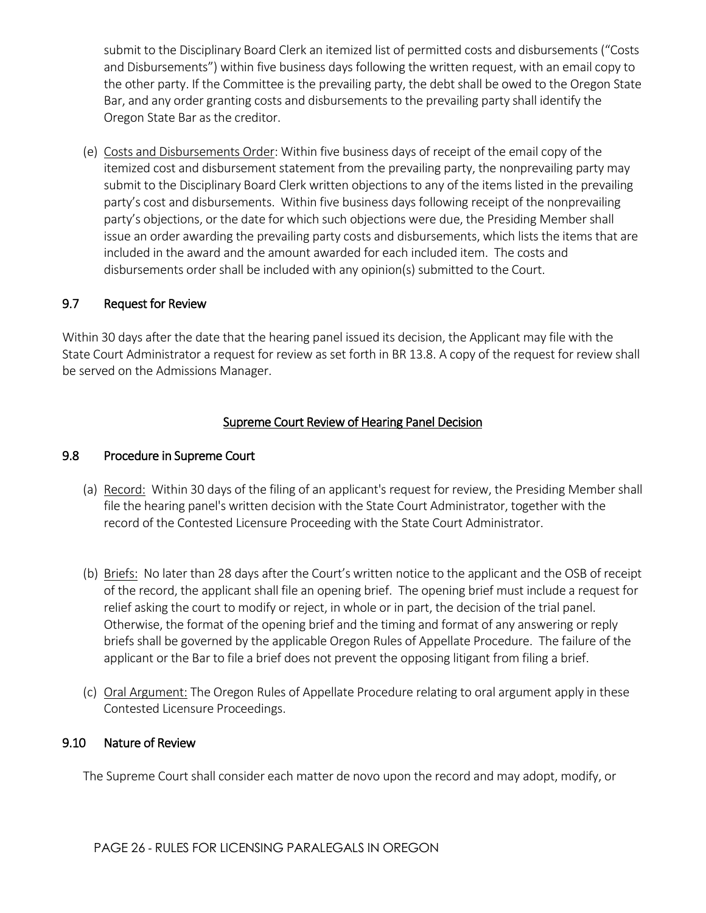submit to the Disciplinary Board Clerk an itemized list of permitted costs and disbursements ("Costs and Disbursements") within five business days following the written request, with an email copy to the other party. If the Committee is the prevailing party, the debt shall be owed to the Oregon State Bar, and any order granting costs and disbursements to the prevailing party shall identify the Oregon State Bar as the creditor.

(e) Costs and Disbursements Order: Within five business days of receipt of the email copy of the itemized cost and disbursement statement from the prevailing party, the nonprevailing party may submit to the Disciplinary Board Clerk written objections to any of the items listed in the prevailing party's cost and disbursements. Within five business days following receipt of the nonprevailing party's objections, or the date for which such objections were due, the Presiding Member shall issue an order awarding the prevailing party costs and disbursements, which lists the items that are included in the award and the amount awarded for each included item. The costs and disbursements order shall be included with any opinion(s) submitted to the Court.

### 9.7 Request for Review

Within 30 days after the date that the hearing panel issued its decision, the Applicant may file with the State Court Administrator a request for review as set forth in BR 13.8. A copy of the request for review shall be served on the Admissions Manager.

## Supreme Court Review of Hearing Panel Decision

### 9.8 Procedure in Supreme Court

(a) Record: Within 30 days of the filing of an applicant's request for review, the Presiding Member shall file the hearing panel's written decision with the State Court Administrator, together with the record of the Contested Licensure Proceeding with the State Court Administrator.

(b) Briefs: No later than 28 days after the Court's written notice to the applicant and the OSB of receipt of the record, the applicant shall file an opening brief. The opening brief must include a request for relief asking the court to modify or reject, in whole or in part, the decision of the trial panel. Otherwise, the format of the opening brief and the timing and format of any answering or reply briefs shall be governed by the applicable Oregon Rules of Appellate Procedure. The failure of the applicant or the Bar to file a brief does not prevent the opposing litigant from filing a brief.

(c) Oral Argument: The Oregon Rules of Appellate Procedure relating to oral argument apply in these Contested Licensure Proceedings.

### 9.10 Nature of Review

The Supreme Court shall consider each matter de novo upon the record and may adopt, modify, or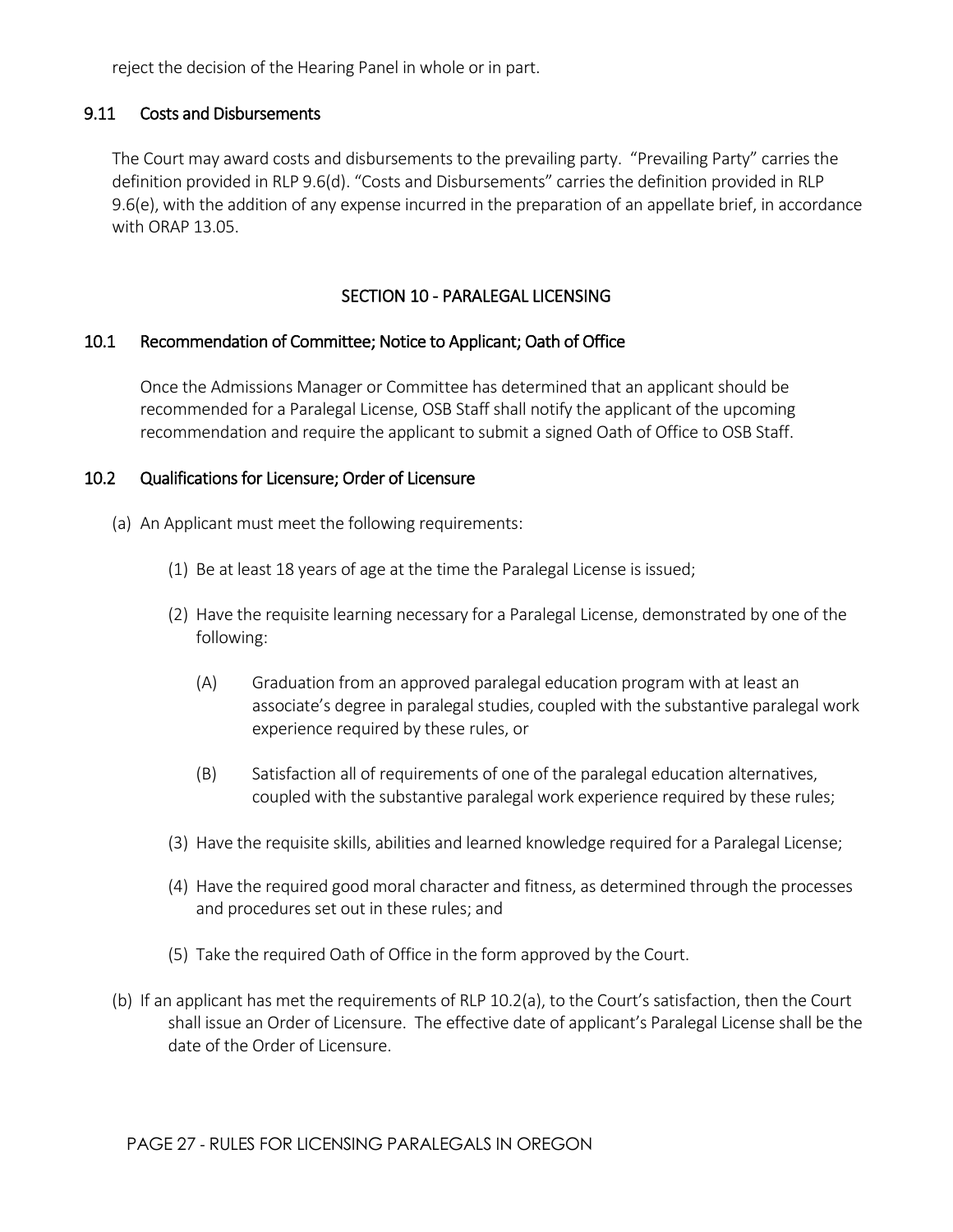reject the decision of the Hearing Panel in whole or in part.

### 9.11 Costs and Disbursements

The Court may award costs and disbursements to the prevailing party. "Prevailing Party" carries the definition provided in RLP 9.6(d). "Costs and Disbursements" carries the definition provided in RLP 9.6(e), with the addition of any expense incurred in the preparation of an appellate brief, in accordance with ORAP 13.05.

## SECTION 10 - PARALEGAL LICENSING

### 10.1 Recommendation of Committee; Notice to Applicant; Oath of Office

Once the Admissions Manager or Committee has determined that an applicant should be recommended for a Paralegal License, OSB Staff shall notify the applicant of the upcoming recommendation and require the applicant to submit a signed Oath of Office to OSB Staff.

### 10.2 Qualifications for Licensure; Order of Licensure

(a) An Applicant must meet the following requirements:

(1) Be at least 18 years of age at the time the Paralegal License is issued;

(2) Have the requisite learning necessary for a Paralegal License, demonstrated by one of the following:

(A) Graduation from an approved paralegal education program with at least an associate's degree in paralegal studies, coupled with the substantive paralegal work experience required by these rules, or

(B) Satisfaction all of requirements of one of the paralegal education alternatives, coupled with the substantive paralegal work experience required by these rules;

(3) Have the requisite skills, abilities and learned knowledge required for a Paralegal License;

(4) Have the required good moral character and fitness, as determined through the processes and procedures set out in these rules; and

(5) Take the required Oath of Office in the form approved by the Court.

(b) If an applicant has met the requirements of RLP 10.2(a), to the Court's satisfaction, then the Court shall issue an Order of Licensure. The effective date of applicant's Paralegal License shall be the date of the Order of Licensure.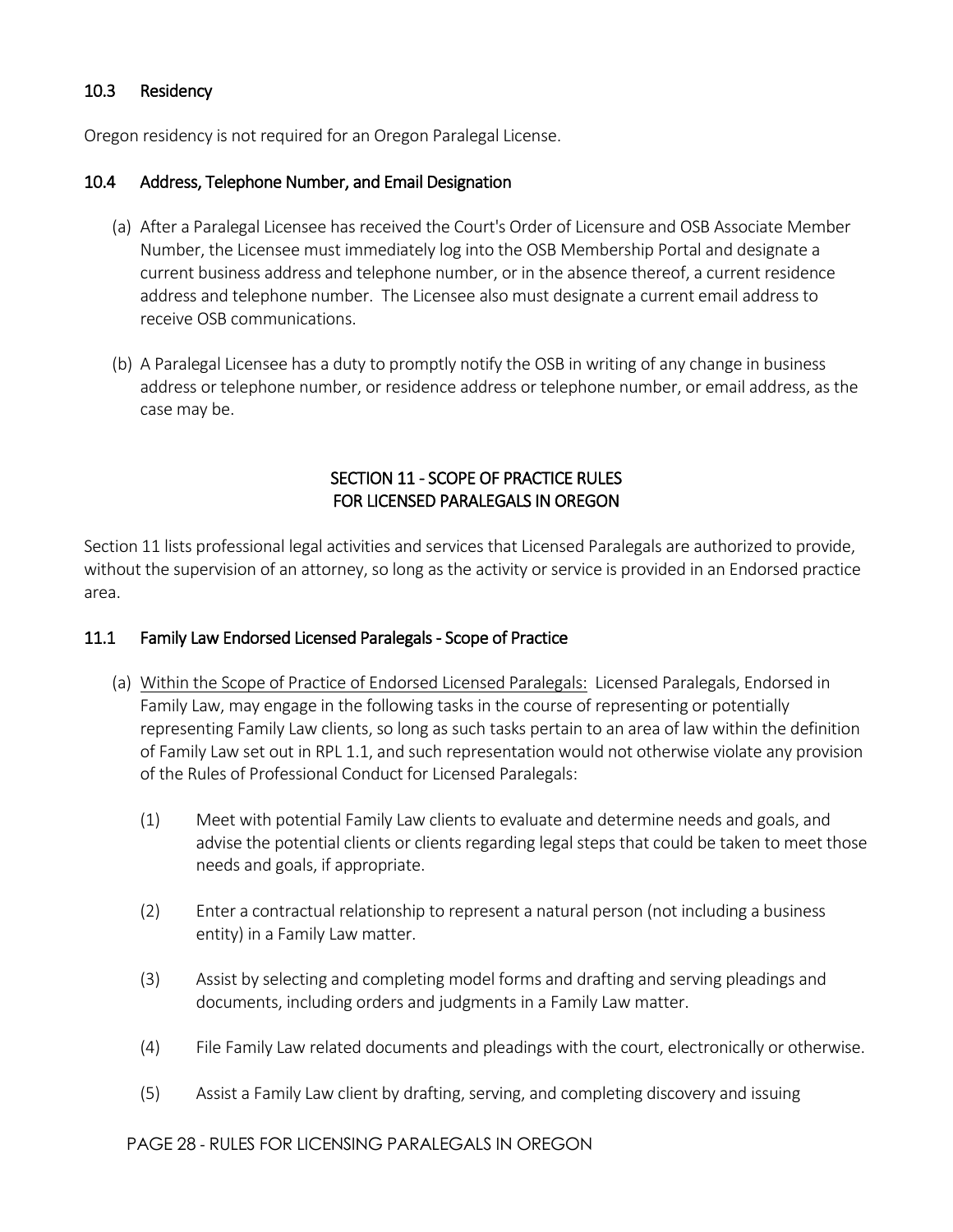### 10.3 Residency

Oregon residency is not required for an Oregon Paralegal License.

### 10.4 Address, Telephone Number, and Email Designation

(a) After a Paralegal Licensee has received the Court's Order of Licensure and OSB Associate Member Number, the Licensee must immediately log into the OSB Membership Portal and designate a current business address and telephone number, or in the absence thereof, a current residence address and telephone number. The Licensee also must designate a current email address to receive OSB communications.

(b) A Paralegal Licensee has a duty to promptly notify the OSB in writing of any change in business address or telephone number, or residence address or telephone number, or email address, as the case may be.

## SECTION 11 - SCOPE OF PRACTICE RULES FOR LICENSED PARALEGALS IN OREGON

Section 11 lists professional legal activities and services that Licensed Paralegals are authorized to provide, without the supervision of an attorney, so long as the activity or service is provided in an Endorsed practice area.

### 11.1 Family Law Endorsed Licensed Paralegals - Scope of Practice

(a) Within the Scope of Practice of Endorsed Licensed Paralegals: Licensed Paralegals, Endorsed in Family Law, may engage in the following tasks in the course of representing or potentially representing Family Law clients, so long as such tasks pertain to an area of law within the definition of Family Law set out in RPL 1.1, and such representation would not otherwise violate any provision of the Rules of Professional Conduct for Licensed Paralegals:

(1) Meet with potential Family Law clients to evaluate and determine needs and goals, and advise the potential clients or clients regarding legal steps that could be taken to meet those needs and goals, if appropriate.

(2) Enter a contractual relationship to represent a natural person (not including a business entity) in a Family Law matter.

(3) Assist by selecting and completing model forms and drafting and serving pleadings and documents, including orders and judgments in a Family Law matter.

(4) File Family Law related documents and pleadings with the court, electronically or otherwise.

(5) Assist a Family Law client by drafting, serving, and completing discovery and issuing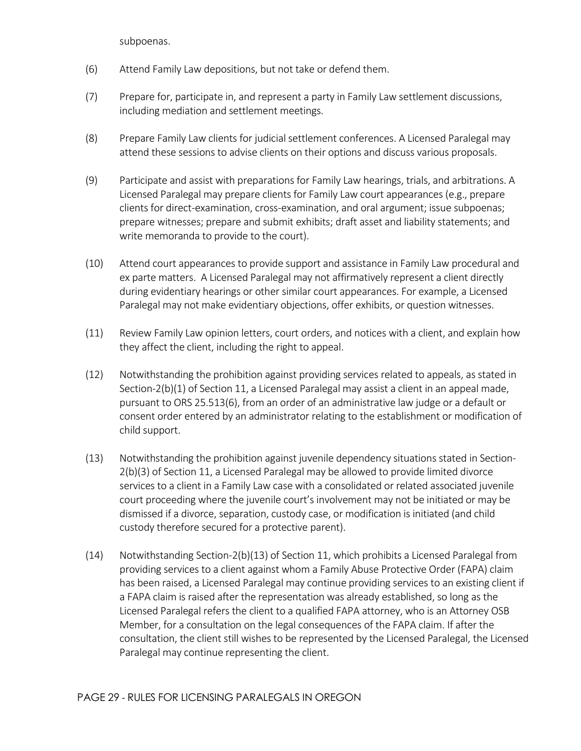subpoenas.

(6) Attend Family Law depositions, but not take or defend them.

(7) Prepare for, participate in, and represent a party in Family Law settlement discussions, including mediation and settlement meetings.

(8) Prepare Family Law clients for judicial settlement conferences. A Licensed Paralegal may attend these sessions to advise clients on their options and discuss various proposals.

(9) Participate and assist with preparations for Family Law hearings, trials, and arbitrations. A Licensed Paralegal may prepare clients for Family Law court appearances (e.g., prepare clients for direct-examination, cross-examination, and oral argument; issue subpoenas; prepare witnesses; prepare and submit exhibits; draft asset and liability statements; and write memoranda to provide to the court).

(10) Attend court appearances to provide support and assistance in Family Law procedural and ex parte matters. A Licensed Paralegal may not affirmatively represent a client directly during evidentiary hearings or other similar court appearances. For example, a Licensed Paralegal may not make evidentiary objections, offer exhibits, or question witnesses.

(11) Review Family Law opinion letters, court orders, and notices with a client, and explain how they affect the client, including the right to appeal.

(12) Notwithstanding the prohibition against providing services related to appeals, as stated in Section-2(b)(1) of Section 11, a Licensed Paralegal may assist a client in an appeal made, pursuant to ORS 25.513(6), from an order of an administrative law judge or a default or consent order entered by an administrator relating to the establishment or modification of child support.

(13) Notwithstanding the prohibition against juvenile dependency situations stated in Section-2(b)(3) of Section 11, a Licensed Paralegal may be allowed to provide limited divorce services to a client in a Family Law case with a consolidated or related associated juvenile court proceeding where the juvenile court's involvement may not be initiated or may be dismissed if a divorce, separation, custody case, or modification is initiated (and child custody therefore secured for a protective parent).

(14) Notwithstanding Section-2(b)(13) of Section 11, which prohibits a Licensed Paralegal from providing services to a client against whom a Family Abuse Protective Order (FAPA) claim has been raised, a Licensed Paralegal may continue providing services to an existing client if a FAPA claim is raised after the representation was already established, so long as the Licensed Paralegal refers the client to a qualified FAPA attorney, who is an Attorney OSB Member, for a consultation on the legal consequences of the FAPA claim. If after the consultation, the client still wishes to be represented by the Licensed Paralegal, the Licensed Paralegal may continue representing the client.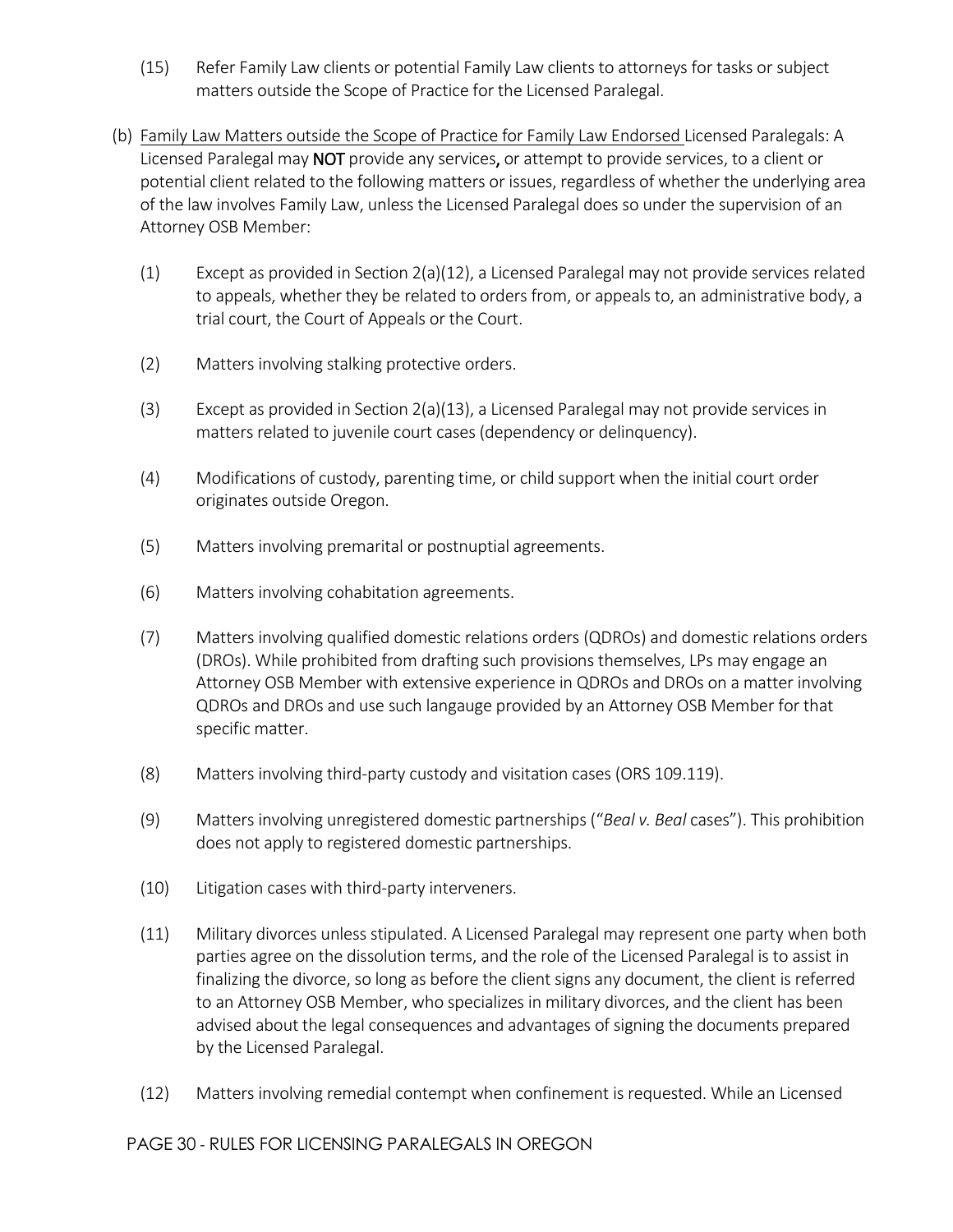(15) Refer Family Law clients or potential Family Law clients to attorneys for tasks or subject matters outside the Scope of Practice for the Licensed Paralegal.

(b) Family Law Matters outside the Scope of Practice for Family Law Endorsed Licensed Paralegals: A Licensed Paralegal may **NOT** provide any services**,** or attempt to provide services, to a client or potential client related to the following matters or issues, regardless of whether the underlying area of the law involves Family Law, unless the Licensed Paralegal does so under the supervision of an Attorney OSB Member:

(1) Except as provided in Section 2(a)(12), a Licensed Paralegal may not provide services related to appeals, whether they be related to orders from, or appeals to, an administrative body, a trial court, the Court of Appeals or the Court.

(2) Matters involving stalking protective orders.

(3) Except as provided in Section 2(a)(13), a Licensed Paralegal may not provide services in matters related to juvenile court cases (dependency or delinquency).

(4) Modifications of custody, parenting time, or child support when the initial court order originates outside Oregon.

(5) Matters involving premarital or postnuptial agreements.

(6) Matters involving cohabitation agreements.

(7) Matters involving qualified domestic relations orders (QDROs) and domestic relations orders (DROs). While prohibited from drafting such provisions themselves, LPs may engage an Attorney OSB Member with extensive experience in QDROs and DROs on a matter involving QDROs and DROs and use such langauge provided by an Attorney OSB Member for that specific matter.

(8) Matters involving third-party custody and visitation cases (ORS 109.119).

(9) Matters involving unregistered domestic partnerships ("*Beal v. Beal* cases"). This prohibition does not apply to registered domestic partnerships.

(10) Litigation cases with third-party interveners.

(11) Military divorces unless stipulated. A Licensed Paralegal may represent one party when both parties agree on the dissolution terms, and the role of the Licensed Paralegal is to assist in finalizing the divorce, so long as before the client signs any document, the client is referred to an Attorney OSB Member, who specializes in military divorces, and the client has been advised about the legal consequences and advantages of signing the documents prepared by the Licensed Paralegal.

(12) Matters involving remedial contempt when confinement is requested. While an Licensed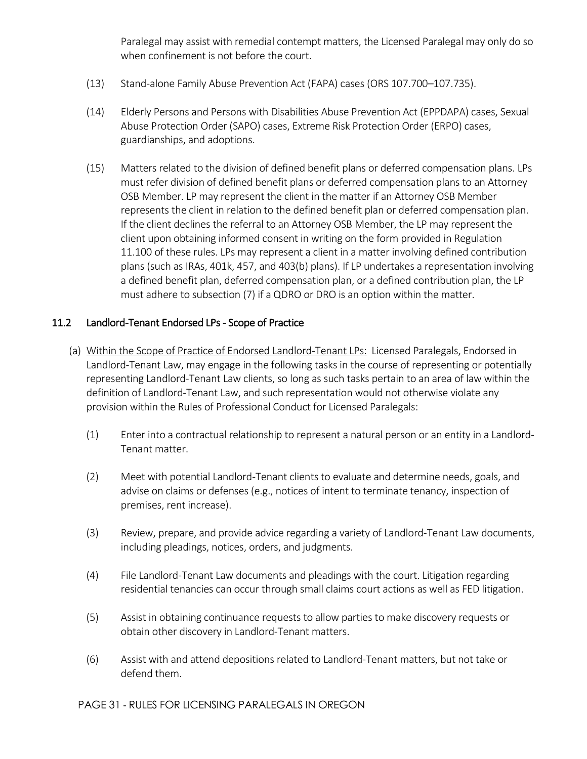Paralegal may assist with remedial contempt matters, the Licensed Paralegal may only do so when confinement is not before the court.

(13) Stand-alone Family Abuse Prevention Act (FAPA) cases (ORS 107.700–107.735).

(14) Elderly Persons and Persons with Disabilities Abuse Prevention Act (EPPDAPA) cases, Sexual Abuse Protection Order (SAPO) cases, Extreme Risk Protection Order (ERPO) cases, guardianships, and adoptions.

(15) Matters related to the division of defined benefit plans or deferred compensation plans. LPs must refer division of defined benefit plans or deferred compensation plans to an Attorney OSB Member. LP may represent the client in the matter if an Attorney OSB Member represents the client in relation to the defined benefit plan or deferred compensation plan. If the client declines the referral to an Attorney OSB Member, the LP may represent the client upon obtaining informed consent in writing on the form provided in Regulation 11.100 of these rules. LPs may represent a client in a matter involving defined contribution plans (such as IRAs, 401k, 457, and 403(b) plans). If LP undertakes a representation involving a defined benefit plan, deferred compensation plan, or a defined contribution plan, the LP must adhere to subsection (7) if a QDRO or DRO is an option within the matter.

## 11.2 Landlord-Tenant Endorsed LPs - Scope of Practice

(a) Within the Scope of Practice of Endorsed Landlord-Tenant LPs: Licensed Paralegals, Endorsed in Landlord-Tenant Law, may engage in the following tasks in the course of representing or potentially representing Landlord-Tenant Law clients, so long as such tasks pertain to an area of law within the definition of Landlord-Tenant Law, and such representation would not otherwise violate any provision within the Rules of Professional Conduct for Licensed Paralegals:

(1) Enter into a contractual relationship to represent a natural person or an entity in a Landlord-Tenant matter.

(2) Meet with potential Landlord-Tenant clients to evaluate and determine needs, goals, and advise on claims or defenses (e.g., notices of intent to terminate tenancy, inspection of premises, rent increase).

(3) Review, prepare, and provide advice regarding a variety of Landlord-Tenant Law documents, including pleadings, notices, orders, and judgments.

(4) File Landlord-Tenant Law documents and pleadings with the court. Litigation regarding residential tenancies can occur through small claims court actions as well as FED litigation.

(5) Assist in obtaining continuance requests to allow parties to make discovery requests or obtain other discovery in Landlord-Tenant matters.

(6) Assist with and attend depositions related to Landlord-Tenant matters, but not take or defend them.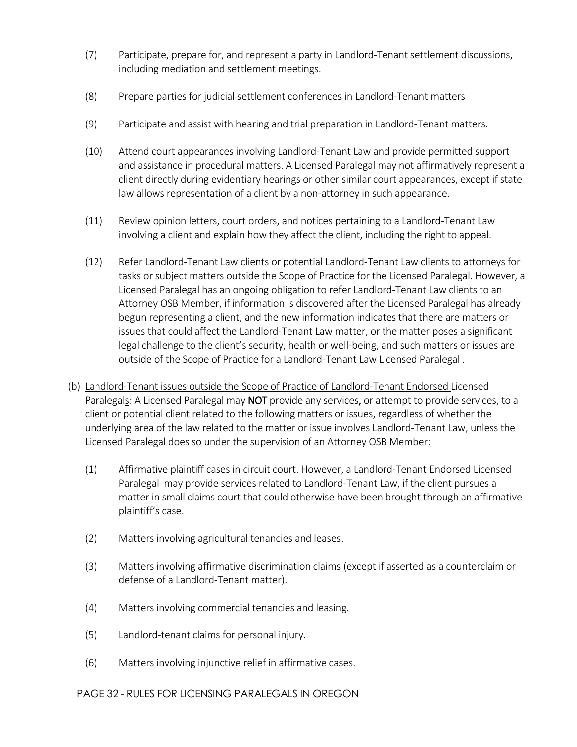(7) Participate, prepare for, and represent a party in Landlord-Tenant settlement discussions, including mediation and settlement meetings.

(8) Prepare parties for judicial settlement conferences in Landlord-Tenant matters

(9) Participate and assist with hearing and trial preparation in Landlord-Tenant matters.

(10) Attend court appearances involving Landlord-Tenant Law and provide permitted support and assistance in procedural matters. A Licensed Paralegal may not affirmatively represent a client directly during evidentiary hearings or other similar court appearances, except if state law allows representation of a client by a non-attorney in such appearance.

(11) Review opinion letters, court orders, and notices pertaining to a Landlord-Tenant Law involving a client and explain how they affect the client, including the right to appeal.

(12) Refer Landlord-Tenant Law clients or potential Landlord-Tenant Law clients to attorneys for tasks or subject matters outside the Scope of Practice for the Licensed Paralegal. However, a Licensed Paralegal has an ongoing obligation to refer Landlord-Tenant Law clients to an Attorney OSB Member, if information is discovered after the Licensed Paralegal has already begun representing a client, and the new information indicates that there are matters or issues that could affect the Landlord-Tenant Law matter, or the matter poses a significant legal challenge to the client's security, health or well-being, and such matters or issues are outside of the Scope of Practice for a Landlord-Tenant Law Licensed Paralegal .

(b) Landlord-Tenant issues outside the Scope of Practice of Landlord-Tenant Endorsed Licensed Paralegals: A Licensed Paralegal may **NOT** provide any services**,** or attempt to provide services, to a client or potential client related to the following matters or issues, regardless of whether the underlying area of the law related to the matter or issue involves Landlord-Tenant Law, unless the Licensed Paralegal does so under the supervision of an Attorney OSB Member:

(1) Affirmative plaintiff cases in circuit court. However, a Landlord-Tenant Endorsed Licensed Paralegal may provide services related to Landlord-Tenant Law, if the client pursues a matter in small claims court that could otherwise have been brought through an affirmative plaintiff's case.

(2) Matters involving agricultural tenancies and leases.

(3) Matters involving affirmative discrimination claims (except if asserted as a counterclaim or defense of a Landlord-Tenant matter).

(4) Matters involving commercial tenancies and leasing.

(5) Landlord-tenant claims for personal injury.

(6) Matters involving injunctive relief in affirmative cases.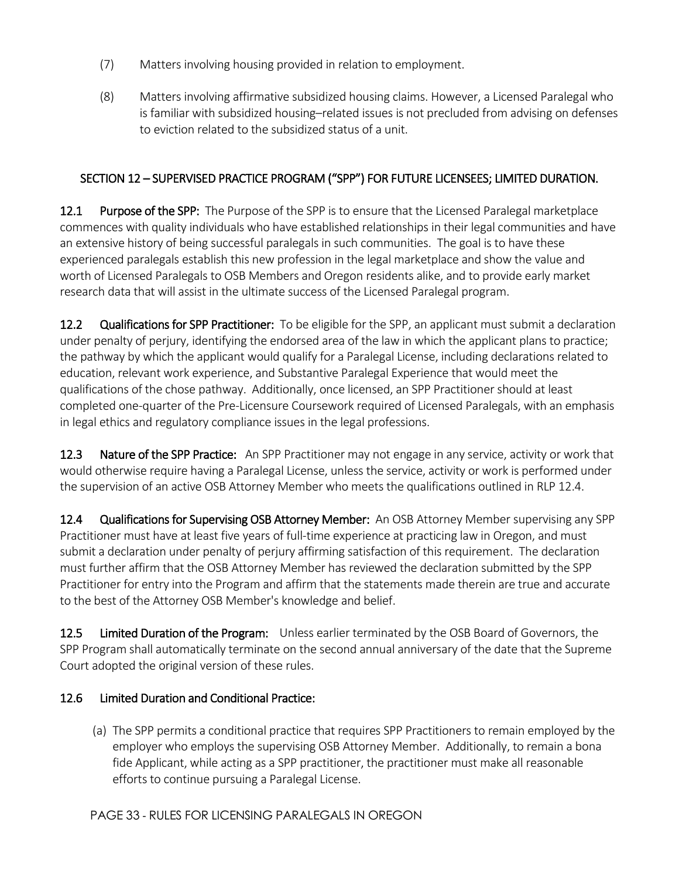(7) Matters involving housing provided in relation to employment.

(8) Matters involving affirmative subsidized housing claims. However, a Licensed Paralegal who is familiar with subsidized housing–related issues is not precluded from advising on defenses to eviction related to the subsidized status of a unit.

## SECTION 12 – SUPERVISED PRACTICE PROGRAM ("SPP") FOR FUTURE LICENSEES; LIMITED DURATION.

**12.1 Purpose of the SPP:** The Purpose of the SPP is to ensure that the Licensed Paralegal marketplace commences with quality individuals who have established relationships in their legal communities and have an extensive history of being successful paralegals in such communities. The goal is to have these experienced paralegals establish this new profession in the legal marketplace and show the value and worth of Licensed Paralegals to OSB Members and Oregon residents alike, and to provide early market research data that will assist in the ultimate success of the Licensed Paralegal program.

**12.2 Qualifications for SPP Practitioner:** To be eligible for the SPP, an applicant must submit a declaration under penalty of perjury, identifying the endorsed area of the law in which the applicant plans to practice; the pathway by which the applicant would qualify for a Paralegal License, including declarations related to education, relevant work experience, and Substantive Paralegal Experience that would meet the qualifications of the chose pathway. Additionally, once licensed, an SPP Practitioner should at least completed one-quarter of the Pre-Licensure Coursework required of Licensed Paralegals, with an emphasis in legal ethics and regulatory compliance issues in the legal professions.

**12.3 Nature of the SPP Practice:** An SPP Practitioner may not engage in any service, activity or work that would otherwise require having a Paralegal License, unless the service, activity or work is performed under the supervision of an active OSB Attorney Member who meets the qualifications outlined in RLP 12.4.

**12.4 Qualifications for Supervising OSB Attorney Member:** An OSB Attorney Member supervising any SPP Practitioner must have at least five years of full-time experience at practicing law in Oregon, and must submit a declaration under penalty of perjury affirming satisfaction of this requirement. The declaration must further affirm that the OSB Attorney Member has reviewed the declaration submitted by the SPP Practitioner for entry into the Program and affirm that the statements made therein are true and accurate to the best of the Attorney OSB Member's knowledge and belief.

**12.5 Limited Duration of the Program:** Unless earlier terminated by the OSB Board of Governors, the SPP Program shall automatically terminate on the second annual anniversary of the date that the Supreme Court adopted the original version of these rules.

**12.6 Limited Duration and Conditional Practice:**

(a) The SPP permits a conditional practice that requires SPP Practitioners to remain employed by the employer who employs the supervising OSB Attorney Member. Additionally, to remain a bona fide Applicant, while acting as a SPP practitioner, the practitioner must make all reasonable efforts to continue pursuing a Paralegal License.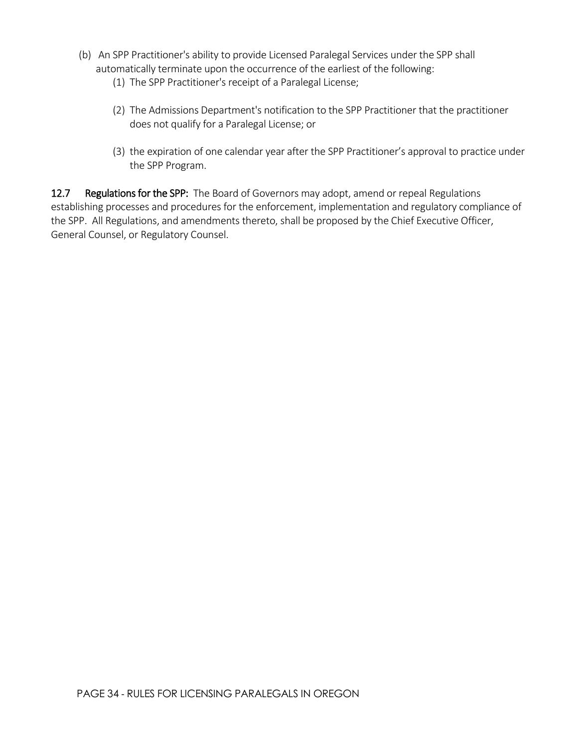(b) An SPP Practitioner's ability to provide Licensed Paralegal Services under the SPP shall automatically terminate upon the occurrence of the earliest of the following:

(1) The SPP Practitioner's receipt of a Paralegal License;

(2) The Admissions Department's notification to the SPP Practitioner that the practitioner does not qualify for a Paralegal License; or

(3) the expiration of one calendar year after the SPP Practitioner's approval to practice under the SPP Program.

**12.7 Regulations for the SPP:** The Board of Governors may adopt, amend or repeal Regulations establishing processes and procedures for the enforcement, implementation and regulatory compliance of the SPP. All Regulations, and amendments thereto, shall be proposed by the Chief Executive Officer, General Counsel, or Regulatory Counsel.